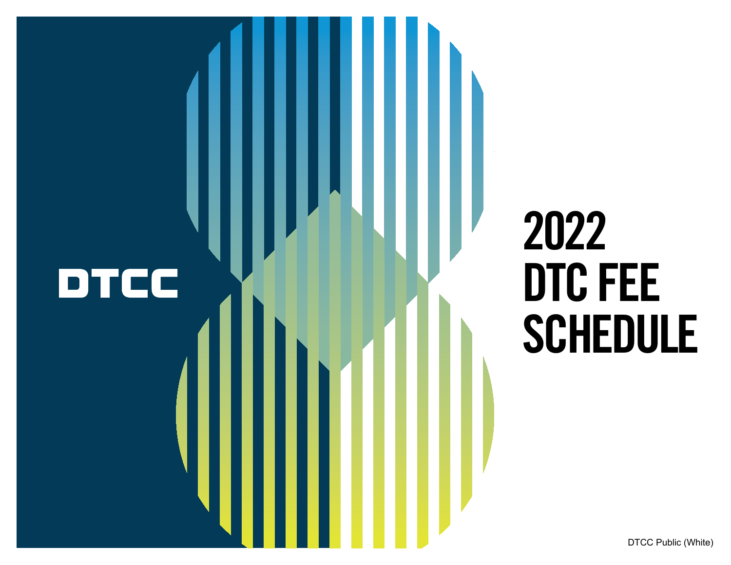DTCC

# 2022 DTC FEE SCHEDULE

DTCC Public (White)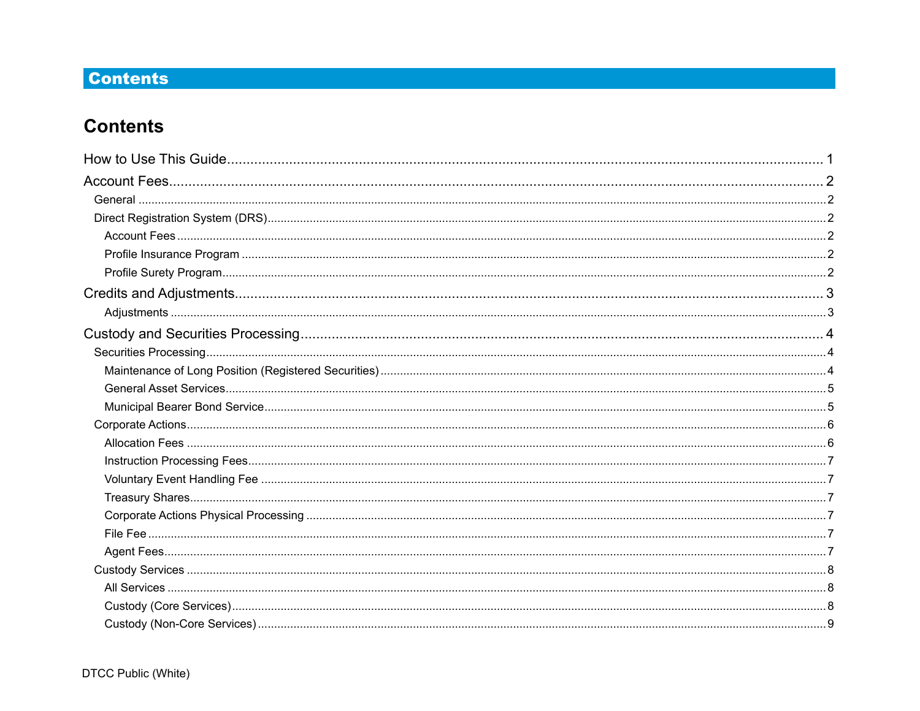# Contents

## Contents

How to Use This Guide ..... 1

Account Fees ..... 2

- General ..... 2
- Direct Registration System (DRS) ..... 2
  - Account Fees ..... 2
  - Profile Insurance Program ..... 2
  - Profile Surety Program ..... 2

Credits and Adjustments ..... 3

- Adjustments ..... 3

Custody and Securities Processing ..... 4

- Securities Processing ..... 4
  - Maintenance of Long Position (Registered Securities) ..... 4
  - General Asset Services ..... 5
  - Municipal Bearer Bond Service ..... 5
- Corporate Actions ..... 6
  - Allocation Fees ..... 6
  - Instruction Processing Fees ..... 7
  - Voluntary Event Handling Fee ..... 7
  - Treasury Shares ..... 7
  - Corporate Actions Physical Processing ..... 7
  - File Fee ..... 7
  - Agent Fees ..... 7
- Custody Services ..... 8
  - All Services ..... 8
  - Custody (Core Services) ..... 8
  - Custody (Non-Core Services) ..... 9

DTCC Public (White)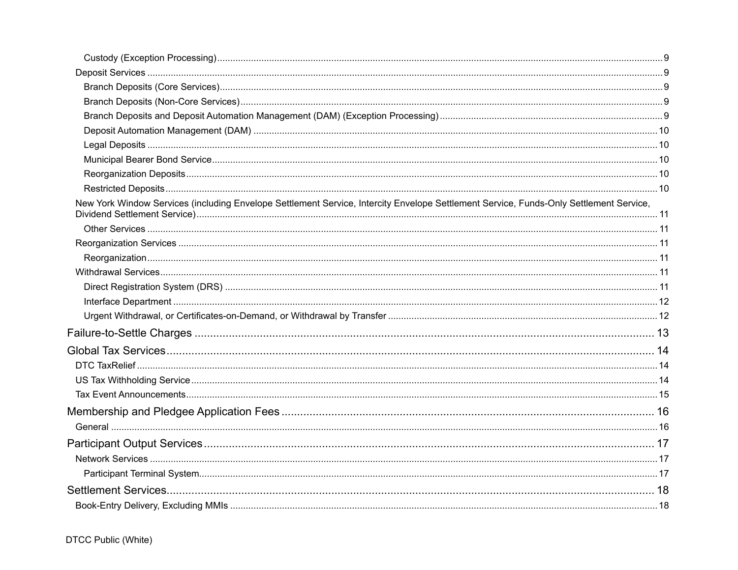Custody (Exception Processing) ........ 9

Deposit Services ........ 9

Branch Deposits (Core Services) ........ 9

Branch Deposits (Non-Core Services) ........ 9

Branch Deposits and Deposit Automation Management (DAM) (Exception Processing) ........ 9

Deposit Automation Management (DAM) ........ 10

Legal Deposits ........ 10

Municipal Bearer Bond Service ........ 10

Reorganization Deposits ........ 10

Restricted Deposits ........ 10

New York Window Services (including Envelope Settlement Service, Intercity Envelope Settlement Service, Funds-Only Settlement Service, Dividend Settlement Service) ........ 11

Other Services ........ 11

Reorganization Services ........ 11

Reorganization ........ 11

Withdrawal Services ........ 11

Direct Registration System (DRS) ........ 11

Interface Department ........ 12

Urgent Withdrawal, or Certificates-on-Demand, or Withdrawal by Transfer ........ 12

Failure-to-Settle Charges ........ 13

Global Tax Services ........ 14

DTC TaxRelief ........ 14

US Tax Withholding Service ........ 14

Tax Event Announcements ........ 15

Membership and Pledgee Application Fees ........ 16

General ........ 16

Participant Output Services ........ 17

Network Services ........ 17

Participant Terminal System ........ 17

Settlement Services ........ 18

Book-Entry Delivery, Excluding MMIs ........ 18

DTCC Public (White)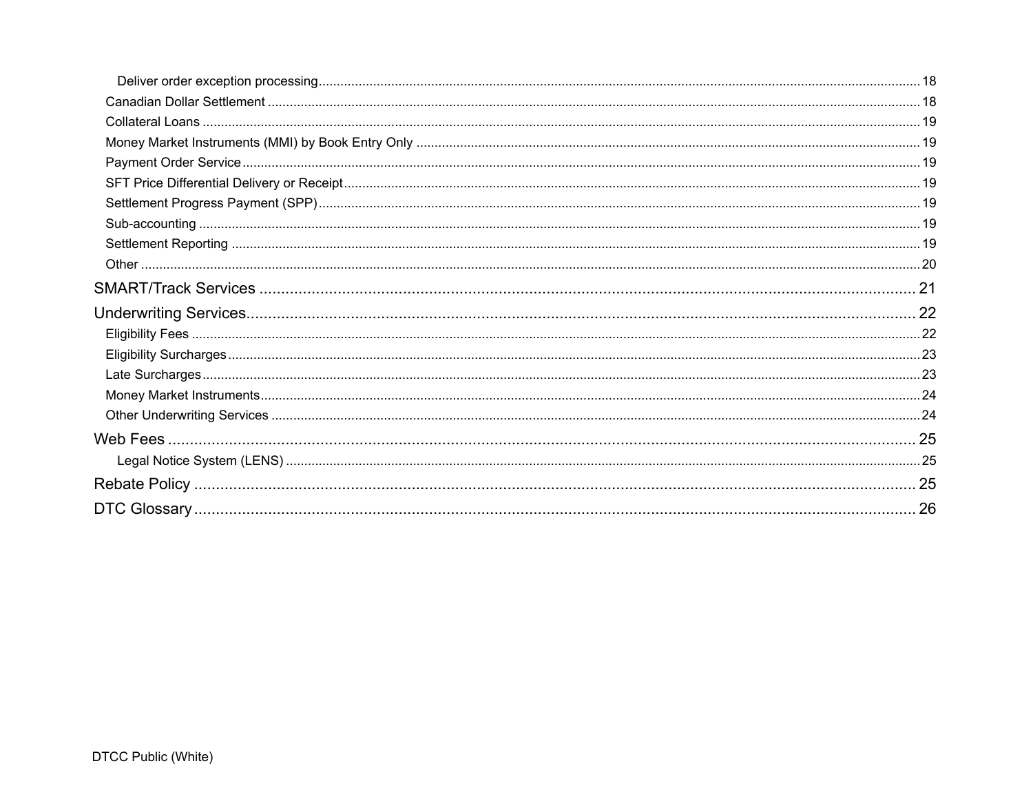Deliver order exception processing ........ 18

Canadian Dollar Settlement ........ 18

Collateral Loans ........ 19

Money Market Instruments (MMI) by Book Entry Only ........ 19

Payment Order Service ........ 19

SFT Price Differential Delivery or Receipt ........ 19

Settlement Progress Payment (SPP) ........ 19

Sub-accounting ........ 19

Settlement Reporting ........ 19

Other ........ 20

SMART/Track Services ........ 21

Underwriting Services ........ 22

Eligibility Fees ........ 22

Eligibility Surcharges ........ 23

Late Surcharges ........ 23

Money Market Instruments ........ 24

Other Underwriting Services ........ 24

Web Fees ........ 25

Legal Notice System (LENS) ........ 25

Rebate Policy ........ 25

DTC Glossary ........ 26

DTCC Public (White)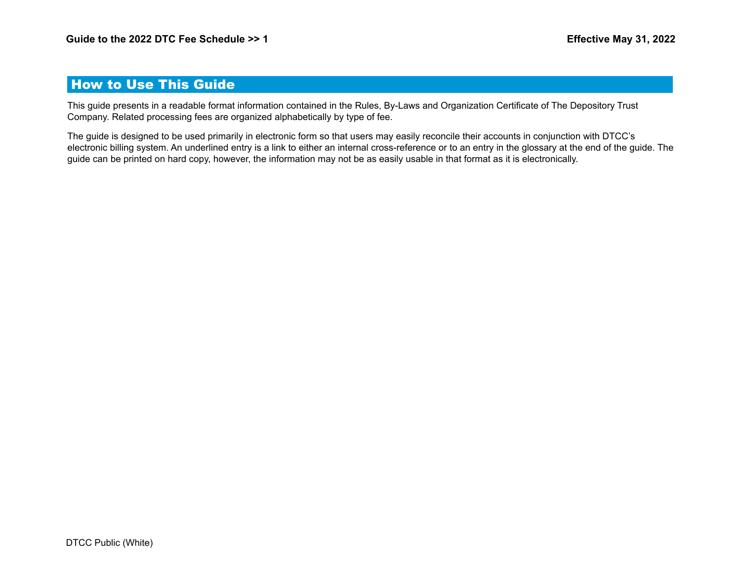## How to Use This Guide

This guide presents in a readable format information contained in the Rules, By-Laws and Organization Certificate of The Depository Trust Company. Related processing fees are organized alphabetically by type of fee.

The guide is designed to be used primarily in electronic form so that users may easily reconcile their accounts in conjunction with DTCC's electronic billing system. An underlined entry is a link to either an internal cross-reference or to an entry in the glossary at the end of the guide. The guide can be printed on hard copy, however, the information may not be as easily usable in that format as it is electronically.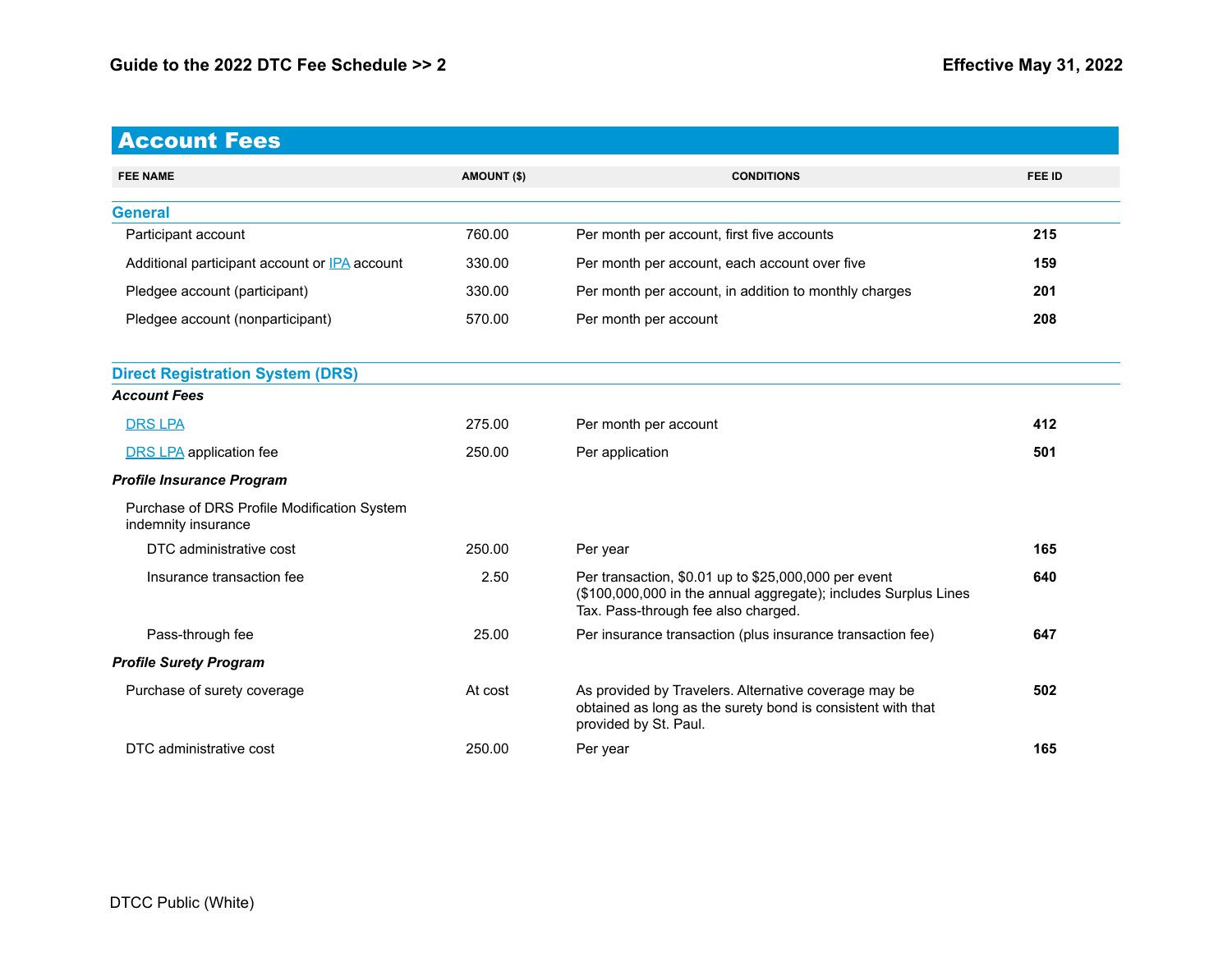## Account Fees

| FEE NAME | AMOUNT ($) | CONDITIONS | FEE ID |
|---|---|---|---|
| **General** | | | |
| Participant account | 760.00 | Per month per account, first five accounts | **215** |
| Additional participant account or IPA account | 330.00 | Per month per account, each account over five | **159** |
| Pledgee account (participant) | 330.00 | Per month per account, in addition to monthly charges | **201** |
| Pledgee account (nonparticipant) | 570.00 | Per month per account | **208** |
| **Direct Registration System (DRS)** | | | |
| ***Account Fees*** | | | |
| DRS LPA | 275.00 | Per month per account | **412** |
| DRS LPA application fee | 250.00 | Per application | **501** |
| ***Profile Insurance Program*** | | | |
| Purchase of DRS Profile Modification System indemnity insurance | | | |
| DTC administrative cost | 250.00 | Per year | **165** |
| Insurance transaction fee | 2.50 | Per transaction, $0.01 up to $25,000,000 per event ($100,000,000 in the annual aggregate); includes Surplus Lines Tax. Pass-through fee also charged. | **640** |
| Pass-through fee | 25.00 | Per insurance transaction (plus insurance transaction fee) | **647** |
| ***Profile Surety Program*** | | | |
| Purchase of surety coverage | At cost | As provided by Travelers. Alternative coverage may be obtained as long as the surety bond is consistent with that provided by St. Paul. | **502** |
| DTC administrative cost | 250.00 | Per year | **165** |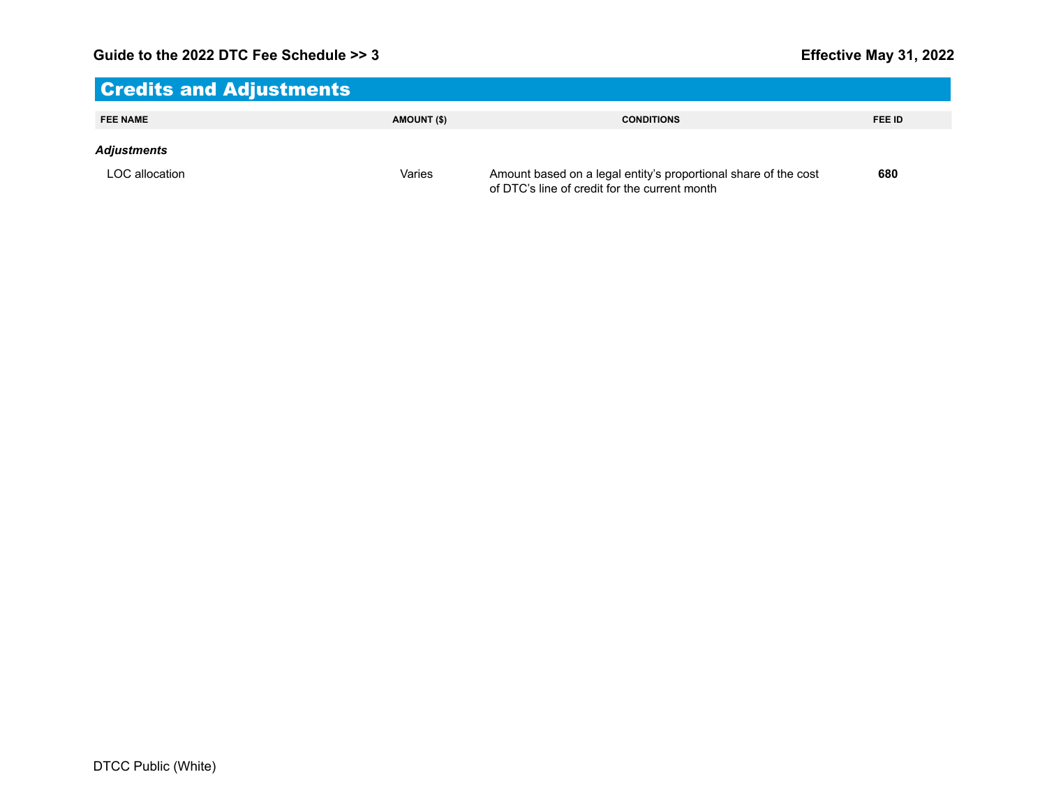## Credits and Adjustments

| FEE NAME | AMOUNT ($) | CONDITIONS | FEE ID |
|---|---|---|---|
| ***Adjustments*** | | | |
| LOC allocation | Varies | Amount based on a legal entity's proportional share of the cost of DTC's line of credit for the current month | **680** |

DTCC Public (White)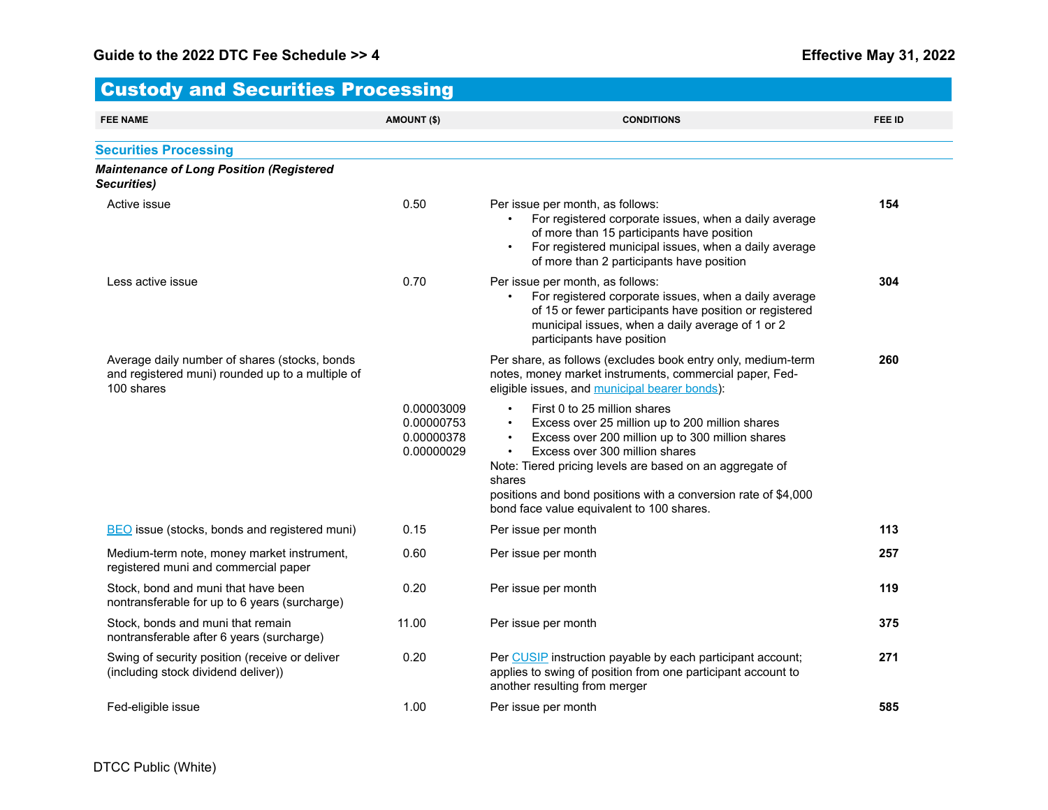## Custody and Securities Processing

| FEE NAME | AMOUNT ($) | CONDITIONS | FEE ID |
|---|---|---|---|
| **Securities Processing** | | | |
| ***Maintenance of Long Position (Registered Securities)*** | | | |
| Active issue | 0.50 | Per issue per month, as follows: • For registered corporate issues, when a daily average of more than 15 participants have position • For registered municipal issues, when a daily average of more than 2 participants have position | **154** |
| Less active issue | 0.70 | Per issue per month, as follows: • For registered corporate issues, when a daily average of 15 or fewer participants have position or registered municipal issues, when a daily average of 1 or 2 participants have position | **304** |
| Average daily number of shares (stocks, bonds and registered muni) rounded up to a multiple of 100 shares | | Per share, as follows (excludes book entry only, medium-term notes, money market instruments, commercial paper, Fed-eligible issues, and municipal bearer bonds): | **260** |
| | 0.00003009 | • First 0 to 25 million shares | |
| | 0.00000753 | • Excess over 25 million up to 200 million shares | |
| | 0.00000378 | • Excess over 200 million up to 300 million shares | |
| | 0.00000029 | • Excess over 300 million shares<br>Note: Tiered pricing levels are based on an aggregate of shares positions and bond positions with a conversion rate of $4,000 bond face value equivalent to 100 shares. | |
| BEO issue (stocks, bonds and registered muni) | 0.15 | Per issue per month | **113** |
| Medium-term note, money market instrument, registered muni and commercial paper | 0.60 | Per issue per month | **257** |
| Stock, bond and muni that have been nontransferable for up to 6 years (surcharge) | 0.20 | Per issue per month | **119** |
| Stock, bonds and muni that remain nontransferable after 6 years (surcharge) | 11.00 | Per issue per month | **375** |
| Swing of security position (receive or deliver (including stock dividend deliver)) | 0.20 | Per CUSIP instruction payable by each participant account; applies to swing of position from one participant account to another resulting from merger | **271** |
| Fed-eligible issue | 1.00 | Per issue per month | **585** |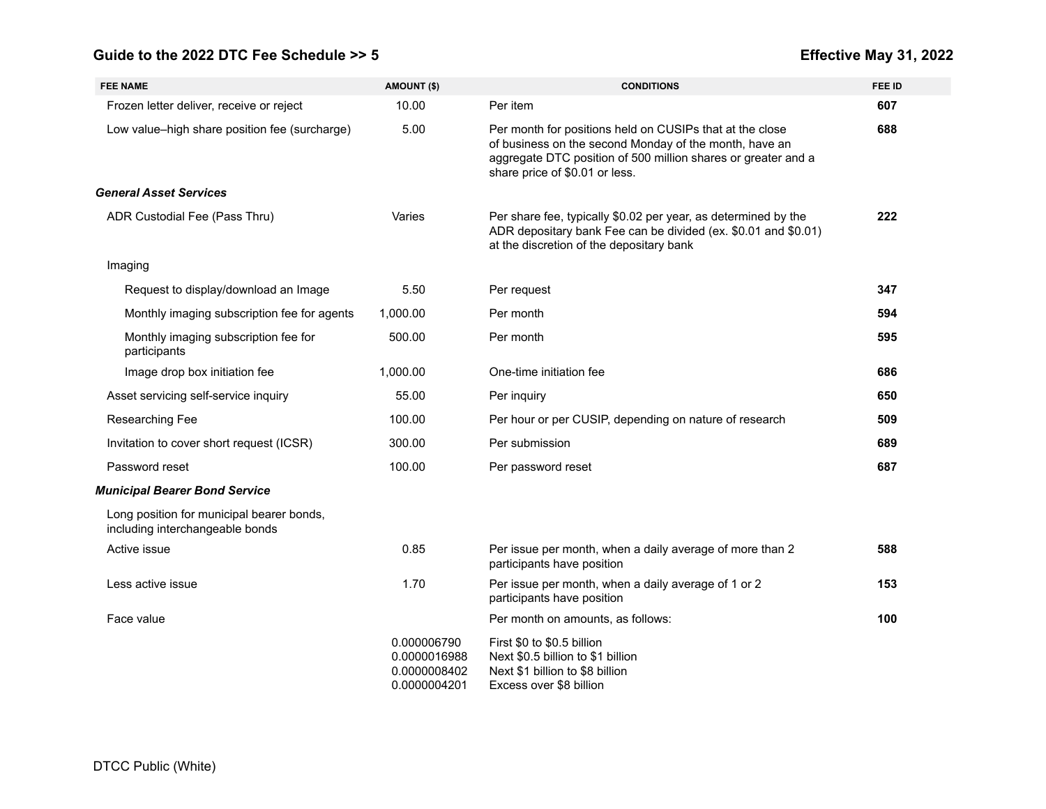| FEE NAME | AMOUNT ($) | CONDITIONS | FEE ID |
|---|---|---|---|
| Frozen letter deliver, receive or reject | 10.00 | Per item | **607** |
| Low value–high share position fee (surcharge) | 5.00 | Per month for positions held on CUSIPs that at the close of business on the second Monday of the month, have an aggregate DTC position of 500 million shares or greater and a share price of $0.01 or less. | **688** |
| ***General Asset Services*** | | | |
| ADR Custodial Fee (Pass Thru) | Varies | Per share fee, typically $0.02 per year, as determined by the ADR depositary bank Fee can be divided (ex. $0.01 and $0.01) at the discretion of the depositary bank | **222** |
| Imaging | | | |
| Request to display/download an Image | 5.50 | Per request | **347** |
| Monthly imaging subscription fee for agents | 1,000.00 | Per month | **594** |
| Monthly imaging subscription fee for participants | 500.00 | Per month | **595** |
| Image drop box initiation fee | 1,000.00 | One-time initiation fee | **686** |
| Asset servicing self-service inquiry | 55.00 | Per inquiry | **650** |
| Researching Fee | 100.00 | Per hour or per CUSIP, depending on nature of research | **509** |
| Invitation to cover short request (ICSR) | 300.00 | Per submission | **689** |
| Password reset | 100.00 | Per password reset | **687** |
| ***Municipal Bearer Bond Service*** | | | |
| Long position for municipal bearer bonds, including interchangeable bonds | | | |
| Active issue | 0.85 | Per issue per month, when a daily average of more than 2 participants have position | **588** |
| Less active issue | 1.70 | Per issue per month, when a daily average of 1 or 2 participants have position | **153** |
| Face value | | Per month on amounts, as follows: | **100** |
| | 0.000006790<br>0.0000016988<br>0.0000008402<br>0.0000004201 | First $0 to $0.5 billion<br>Next $0.5 billion to $1 billion<br>Next $1 billion to $8 billion<br>Excess over $8 billion | |

DTCC Public (White)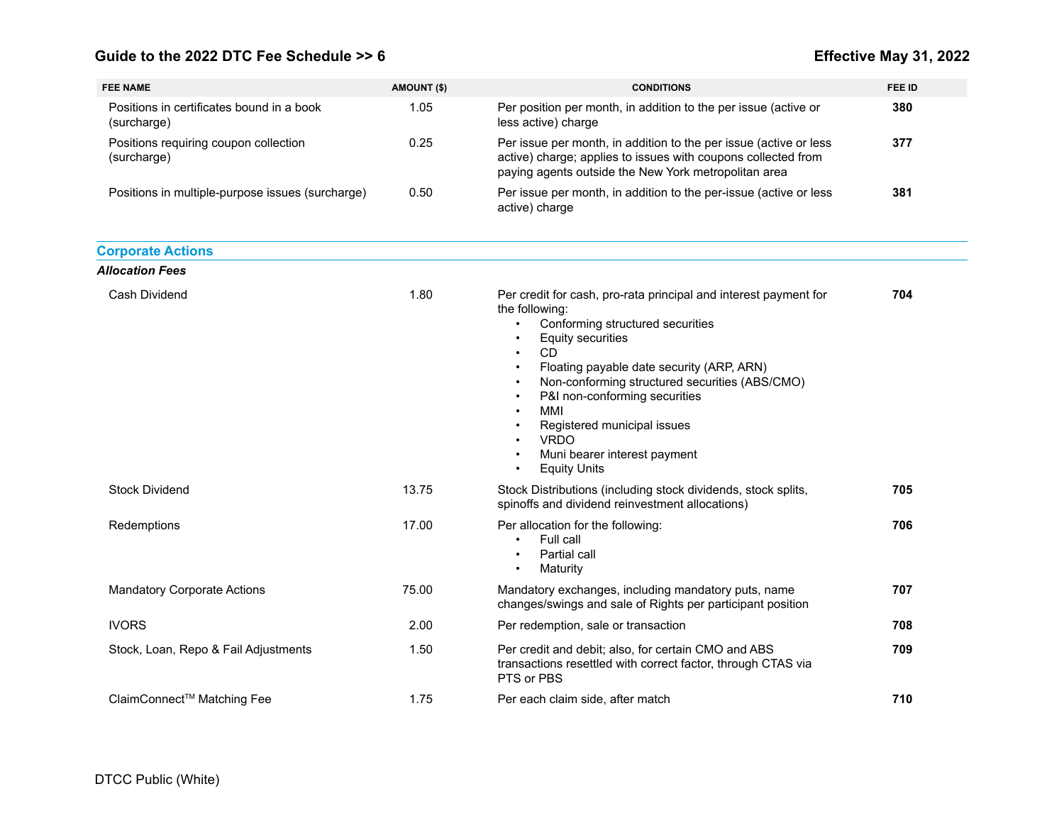| FEE NAME | AMOUNT ($) | CONDITIONS | FEE ID |
|---|---|---|---|
| Positions in certificates bound in a book (surcharge) | 1.05 | Per position per month, in addition to the per issue (active or less active) charge | **380** |
| Positions requiring coupon collection (surcharge) | 0.25 | Per issue per month, in addition to the per issue (active or less active) charge; applies to issues with coupons collected from paying agents outside the New York metropolitan area | **377** |
| Positions in multiple-purpose issues (surcharge) | 0.50 | Per issue per month, in addition to the per-issue (active or less active) charge | **381** |

## Corporate Actions

***Allocation Fees***

| FEE NAME | AMOUNT ($) | CONDITIONS | FEE ID |
|---|---|---|---|
| Cash Dividend | 1.80 | Per credit for cash, pro-rata principal and interest payment for the following: • Conforming structured securities • Equity securities • CD • Floating payable date security (ARP, ARN) • Non-conforming structured securities (ABS/CMO) • P&I non-conforming securities • MMI • Registered municipal issues • VRDO • Muni bearer interest payment • Equity Units | **704** |
| Stock Dividend | 13.75 | Stock Distributions (including stock dividends, stock splits, spinoffs and dividend reinvestment allocations) | **705** |
| Redemptions | 17.00 | Per allocation for the following: • Full call • Partial call • Maturity | **706** |
| Mandatory Corporate Actions | 75.00 | Mandatory exchanges, including mandatory puts, name changes/swings and sale of Rights per participant position | **707** |
| IVORS | 2.00 | Per redemption, sale or transaction | **708** |
| Stock, Loan, Repo & Fail Adjustments | 1.50 | Per credit and debit; also, for certain CMO and ABS transactions resettled with correct factor, through CTAS via PTS or PBS | **709** |
| ClaimConnect™ Matching Fee | 1.75 | Per each claim side, after match | **710** |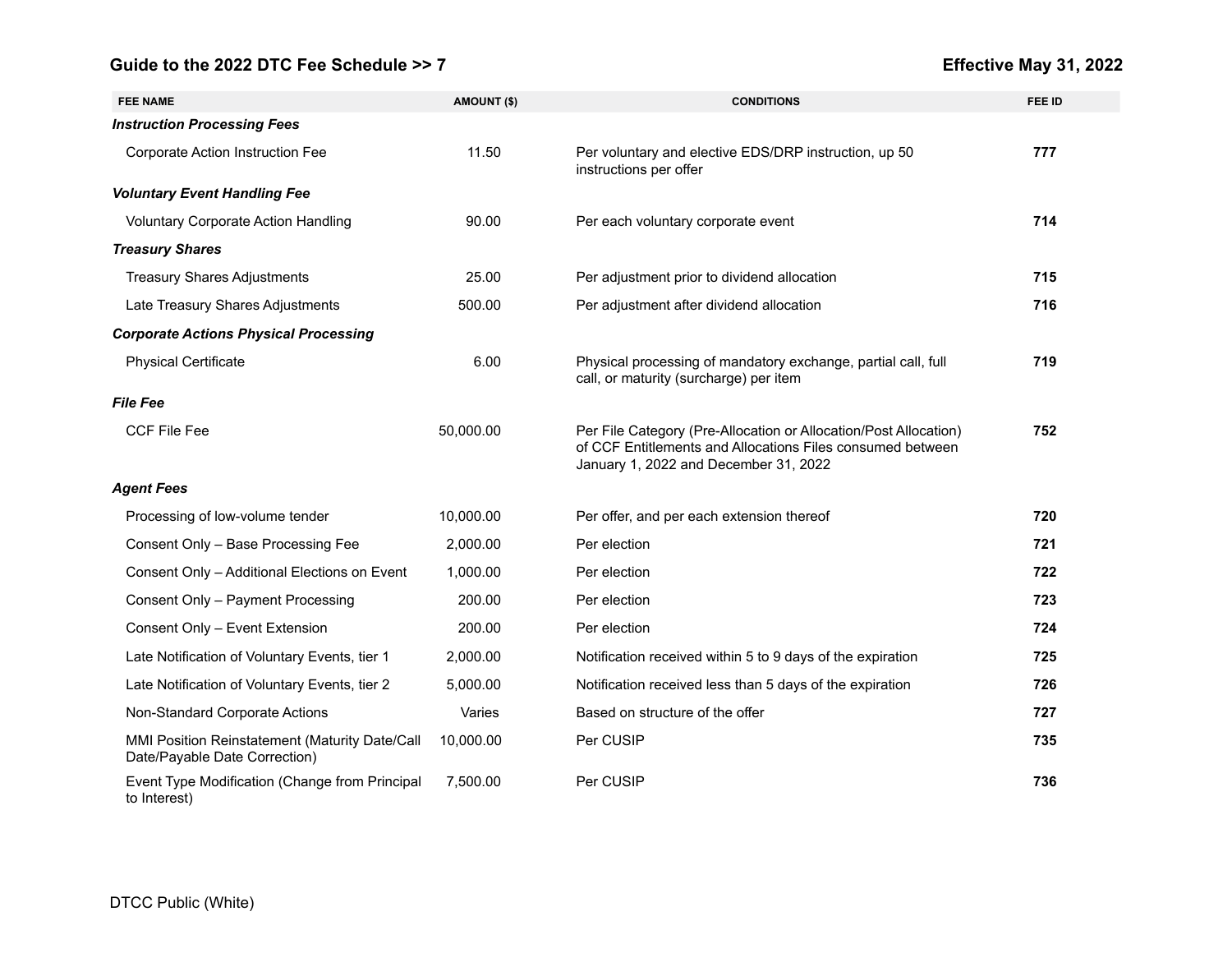| FEE NAME | AMOUNT ($) | CONDITIONS | FEE ID |
|---|---|---|---|
| ***Instruction Processing Fees*** | | | |
| Corporate Action Instruction Fee | 11.50 | Per voluntary and elective EDS/DRP instruction, up 50 instructions per offer | **777** |
| ***Voluntary Event Handling Fee*** | | | |
| Voluntary Corporate Action Handling | 90.00 | Per each voluntary corporate event | **714** |
| ***Treasury Shares*** | | | |
| Treasury Shares Adjustments | 25.00 | Per adjustment prior to dividend allocation | **715** |
| Late Treasury Shares Adjustments | 500.00 | Per adjustment after dividend allocation | **716** |
| ***Corporate Actions Physical Processing*** | | | |
| Physical Certificate | 6.00 | Physical processing of mandatory exchange, partial call, full call, or maturity (surcharge) per item | **719** |
| ***File Fee*** | | | |
| CCF File Fee | 50,000.00 | Per File Category (Pre-Allocation or Allocation/Post Allocation) of CCF Entitlements and Allocations Files consumed between January 1, 2022 and December 31, 2022 | **752** |
| ***Agent Fees*** | | | |
| Processing of low-volume tender | 10,000.00 | Per offer, and per each extension thereof | **720** |
| Consent Only – Base Processing Fee | 2,000.00 | Per election | **721** |
| Consent Only – Additional Elections on Event | 1,000.00 | Per election | **722** |
| Consent Only – Payment Processing | 200.00 | Per election | **723** |
| Consent Only – Event Extension | 200.00 | Per election | **724** |
| Late Notification of Voluntary Events, tier 1 | 2,000.00 | Notification received within 5 to 9 days of the expiration | **725** |
| Late Notification of Voluntary Events, tier 2 | 5,000.00 | Notification received less than 5 days of the expiration | **726** |
| Non-Standard Corporate Actions | Varies | Based on structure of the offer | **727** |
| MMI Position Reinstatement (Maturity Date/Call Date/Payable Date Correction) | 10,000.00 | Per CUSIP | **735** |
| Event Type Modification (Change from Principal to Interest) | 7,500.00 | Per CUSIP | **736** |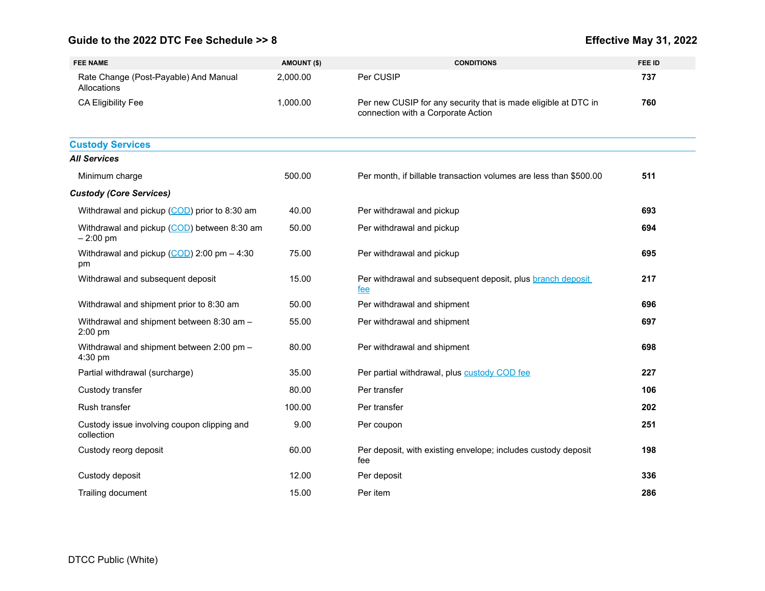| FEE NAME | AMOUNT ($) | CONDITIONS | FEE ID |
| --- | --- | --- | --- |
| Rate Change (Post-Payable) And Manual Allocations | 2,000.00 | Per CUSIP | **737** |
| CA Eligibility Fee | 1,000.00 | Per new CUSIP for any security that is made eligible at DTC in connection with a Corporate Action | **760** |

## Custody Services

***All Services***

| FEE NAME | AMOUNT ($) | CONDITIONS | FEE ID |
| --- | --- | --- | --- |
| Minimum charge | 500.00 | Per month, if billable transaction volumes are less than $500.00 | **511** |

***Custody (Core Services)***

| FEE NAME | AMOUNT ($) | CONDITIONS | FEE ID |
| --- | --- | --- | --- |
| Withdrawal and pickup (COD) prior to 8:30 am | 40.00 | Per withdrawal and pickup | **693** |
| Withdrawal and pickup (COD) between 8:30 am – 2:00 pm | 50.00 | Per withdrawal and pickup | **694** |
| Withdrawal and pickup (COD) 2:00 pm – 4:30 pm | 75.00 | Per withdrawal and pickup | **695** |
| Withdrawal and subsequent deposit | 15.00 | Per withdrawal and subsequent deposit, plus branch deposit fee | **217** |
| Withdrawal and shipment prior to 8:30 am | 50.00 | Per withdrawal and shipment | **696** |
| Withdrawal and shipment between 8:30 am – 2:00 pm | 55.00 | Per withdrawal and shipment | **697** |
| Withdrawal and shipment between 2:00 pm – 4:30 pm | 80.00 | Per withdrawal and shipment | **698** |
| Partial withdrawal (surcharge) | 35.00 | Per partial withdrawal, plus custody COD fee | **227** |
| Custody transfer | 80.00 | Per transfer | **106** |
| Rush transfer | 100.00 | Per transfer | **202** |
| Custody issue involving coupon clipping and collection | 9.00 | Per coupon | **251** |
| Custody reorg deposit | 60.00 | Per deposit, with existing envelope; includes custody deposit fee | **198** |
| Custody deposit | 12.00 | Per deposit | **336** |
| Trailing document | 15.00 | Per item | **286** |

DTCC Public (White)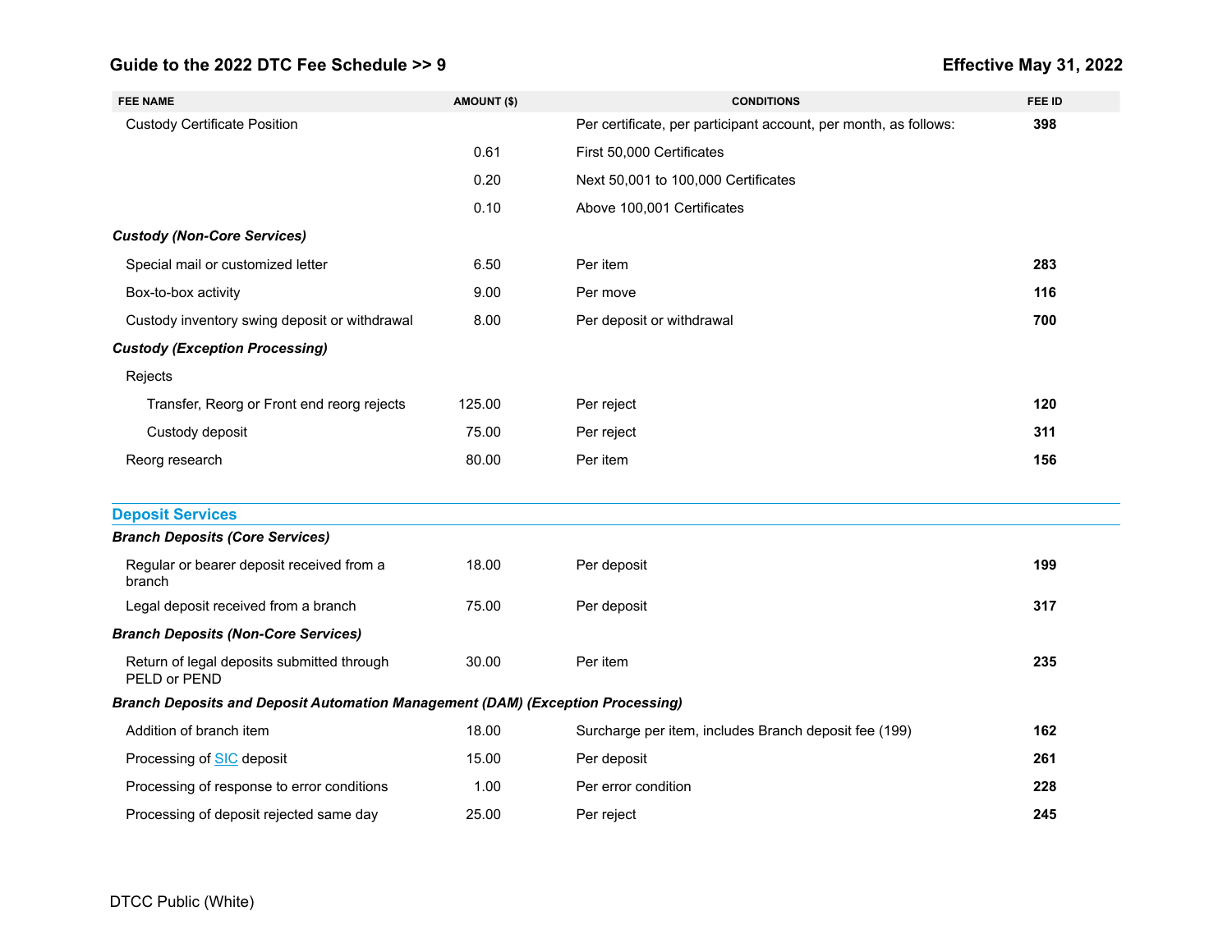| FEE NAME | AMOUNT ($) | CONDITIONS | FEE ID |
|---|---|---|---|
| Custody Certificate Position | | Per certificate, per participant account, per month, as follows: | **398** |
| | 0.61 | First 50,000 Certificates | |
| | 0.20 | Next 50,001 to 100,000 Certificates | |
| | 0.10 | Above 100,001 Certificates | |
| ***Custody (Non-Core Services)*** | | | |
| Special mail or customized letter | 6.50 | Per item | **283** |
| Box-to-box activity | 9.00 | Per move | **116** |
| Custody inventory swing deposit or withdrawal | 8.00 | Per deposit or withdrawal | **700** |
| ***Custody (Exception Processing)*** | | | |
| Rejects | | | |
| Transfer, Reorg or Front end reorg rejects | 125.00 | Per reject | **120** |
| Custody deposit | 75.00 | Per reject | **311** |
| Reorg research | 80.00 | Per item | **156** |

## Deposit Services

| FEE NAME | AMOUNT ($) | CONDITIONS | FEE ID |
|---|---|---|---|
| ***Branch Deposits (Core Services)*** | | | |
| Regular or bearer deposit received from a branch | 18.00 | Per deposit | **199** |
| Legal deposit received from a branch | 75.00 | Per deposit | **317** |
| ***Branch Deposits (Non-Core Services)*** | | | |
| Return of legal deposits submitted through PELD or PEND | 30.00 | Per item | **235** |
| ***Branch Deposits and Deposit Automation Management (DAM) (Exception Processing)*** | | | |
| Addition of branch item | 18.00 | Surcharge per item, includes Branch deposit fee (199) | **162** |
| Processing of SIC deposit | 15.00 | Per deposit | **261** |
| Processing of response to error conditions | 1.00 | Per error condition | **228** |
| Processing of deposit rejected same day | 25.00 | Per reject | **245** |

DTCC Public (White)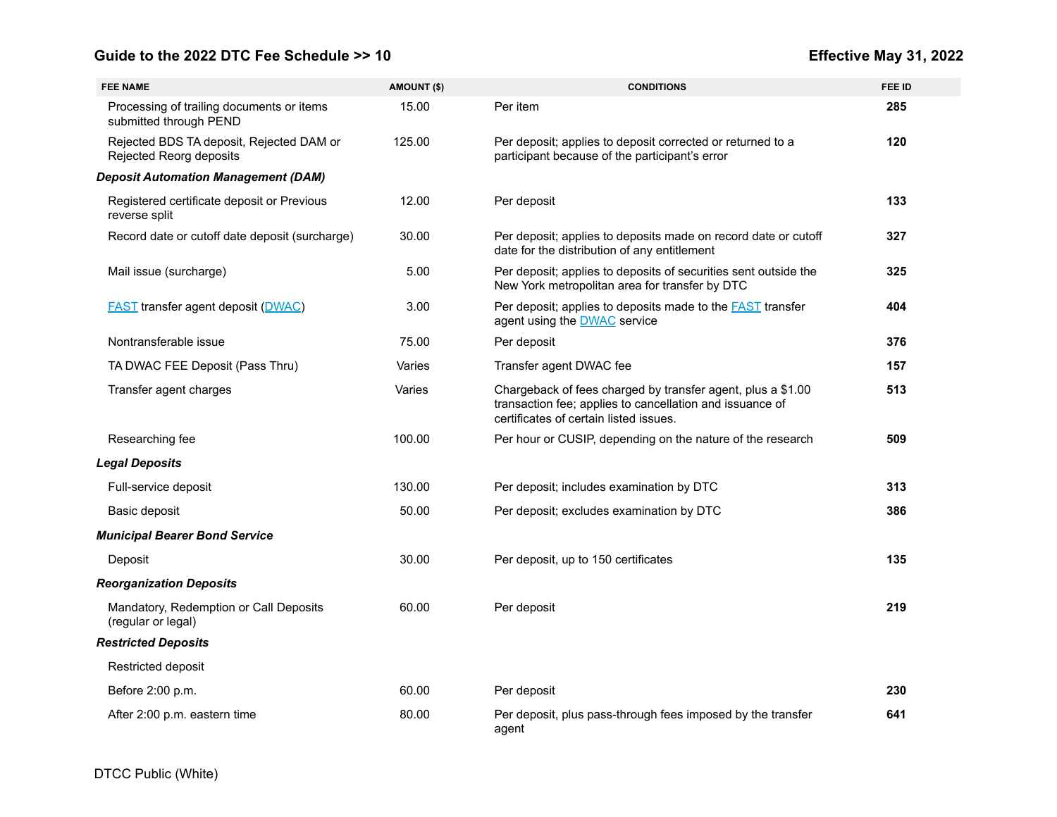| FEE NAME | AMOUNT ($) | CONDITIONS | FEE ID |
|---|---|---|---|
| Processing of trailing documents or items submitted through PEND | 15.00 | Per item | **285** |
| Rejected BDS TA deposit, Rejected DAM or Rejected Reorg deposits | 125.00 | Per deposit; applies to deposit corrected or returned to a participant because of the participant's error | **120** |
| ***Deposit Automation Management (DAM)*** | | | |
| Registered certificate deposit or Previous reverse split | 12.00 | Per deposit | **133** |
| Record date or cutoff date deposit (surcharge) | 30.00 | Per deposit; applies to deposits made on record date or cutoff date for the distribution of any entitlement | **327** |
| Mail issue (surcharge) | 5.00 | Per deposit; applies to deposits of securities sent outside the New York metropolitan area for transfer by DTC | **325** |
| FAST transfer agent deposit (DWAC) | 3.00 | Per deposit; applies to deposits made to the FAST transfer agent using the DWAC service | **404** |
| Nontransferable issue | 75.00 | Per deposit | **376** |
| TA DWAC FEE Deposit (Pass Thru) | Varies | Transfer agent DWAC fee | **157** |
| Transfer agent charges | Varies | Chargeback of fees charged by transfer agent, plus a $1.00 transaction fee; applies to cancellation and issuance of certificates of certain listed issues. | **513** |
| Researching fee | 100.00 | Per hour or CUSIP, depending on the nature of the research | **509** |
| ***Legal Deposits*** | | | |
| Full-service deposit | 130.00 | Per deposit; includes examination by DTC | **313** |
| Basic deposit | 50.00 | Per deposit; excludes examination by DTC | **386** |
| ***Municipal Bearer Bond Service*** | | | |
| Deposit | 30.00 | Per deposit, up to 150 certificates | **135** |
| ***Reorganization Deposits*** | | | |
| Mandatory, Redemption or Call Deposits (regular or legal) | 60.00 | Per deposit | **219** |
| ***Restricted Deposits*** | | | |
| Restricted deposit | | | |
| Before 2:00 p.m. | 60.00 | Per deposit | **230** |
| After 2:00 p.m. eastern time | 80.00 | Per deposit, plus pass-through fees imposed by the transfer agent | **641** |

DTCC Public (White)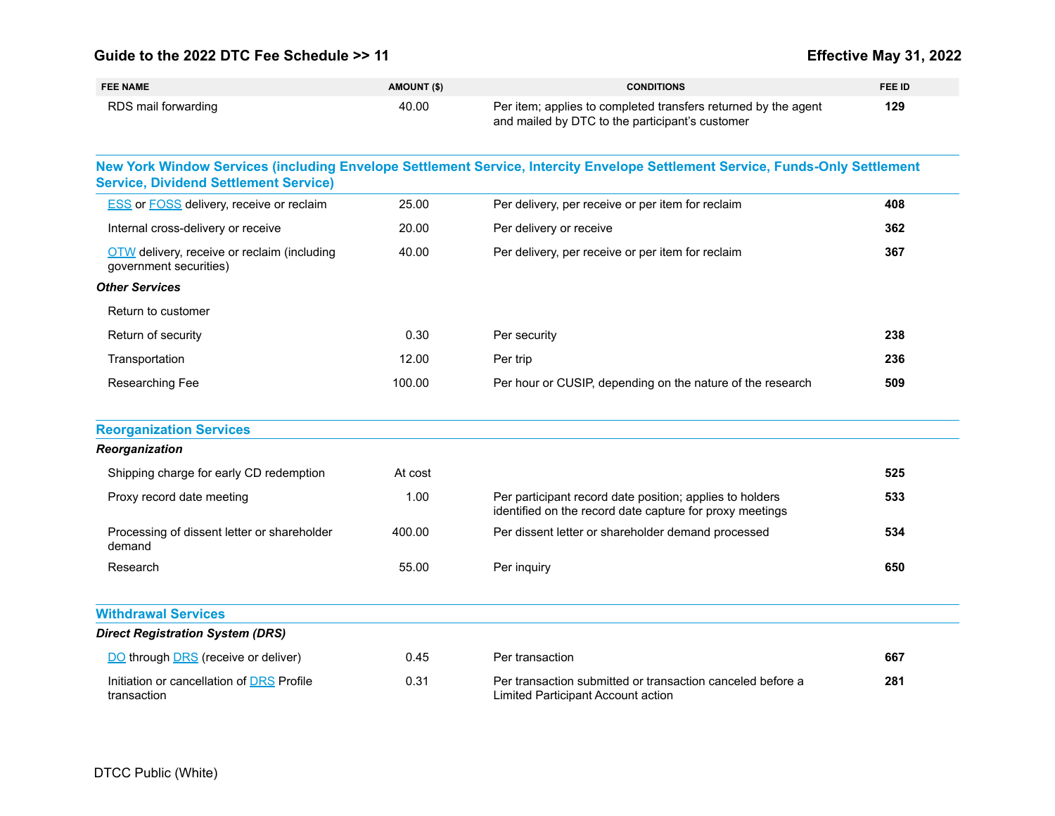| FEE NAME | AMOUNT ($) | CONDITIONS | FEE ID |
|---|---|---|---|
| RDS mail forwarding | 40.00 | Per item; applies to completed transfers returned by the agent and mailed by DTC to the participant's customer | **129** |

## New York Window Services (including Envelope Settlement Service, Intercity Envelope Settlement Service, Funds-Only Settlement Service, Dividend Settlement Service)

| FEE NAME | AMOUNT ($) | CONDITIONS | FEE ID |
|---|---|---|---|
| ESS or FOSS delivery, receive or reclaim | 25.00 | Per delivery, per receive or per item for reclaim | **408** |
| Internal cross-delivery or receive | 20.00 | Per delivery or receive | **362** |
| OTW delivery, receive or reclaim (including government securities) | 40.00 | Per delivery, per receive or per item for reclaim | **367** |
| ***Other Services*** | | | |
| Return to customer | | | |
| Return of security | 0.30 | Per security | **238** |
| Transportation | 12.00 | Per trip | **236** |
| Researching Fee | 100.00 | Per hour or CUSIP, depending on the nature of the research | **509** |

## Reorganization Services

| FEE NAME | AMOUNT ($) | CONDITIONS | FEE ID |
|---|---|---|---|
| ***Reorganization*** | | | |
| Shipping charge for early CD redemption | At cost | | **525** |
| Proxy record date meeting | 1.00 | Per participant record date position; applies to holders identified on the record date capture for proxy meetings | **533** |
| Processing of dissent letter or shareholder demand | 400.00 | Per dissent letter or shareholder demand processed | **534** |
| Research | 55.00 | Per inquiry | **650** |

## Withdrawal Services

| FEE NAME | AMOUNT ($) | CONDITIONS | FEE ID |
|---|---|---|---|
| ***Direct Registration System (DRS)*** | | | |
| DO through DRS (receive or deliver) | 0.45 | Per transaction | **667** |
| Initiation or cancellation of DRS Profile transaction | 0.31 | Per transaction submitted or transaction canceled before a Limited Participant Account action | **281** |

DTCC Public (White)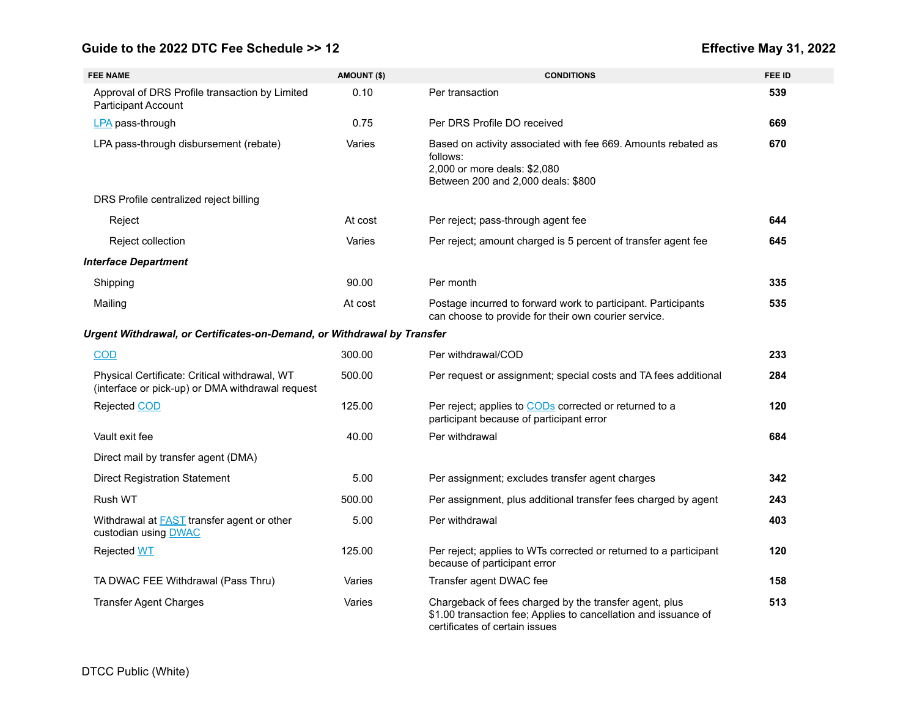| FEE NAME | AMOUNT ($) | CONDITIONS | FEE ID |
|---|---|---|---|
| Approval of DRS Profile transaction by Limited Participant Account | 0.10 | Per transaction | **539** |
| LPA pass-through | 0.75 | Per DRS Profile DO received | **669** |
| LPA pass-through disbursement (rebate) | Varies | Based on activity associated with fee 669. Amounts rebated as follows:<br>2,000 or more deals: $2,080<br>Between 200 and 2,000 deals: $800 | **670** |
| DRS Profile centralized reject billing | | | |
| Reject | At cost | Per reject; pass-through agent fee | **644** |
| Reject collection | Varies | Per reject; amount charged is 5 percent of transfer agent fee | **645** |
| ***Interface Department*** | | | |
| Shipping | 90.00 | Per month | **335** |
| Mailing | At cost | Postage incurred to forward work to participant. Participants can choose to provide for their own courier service. | **535** |
| ***Urgent Withdrawal, or Certificates-on-Demand, or Withdrawal by Transfer*** | | | |
| COD | 300.00 | Per withdrawal/COD | **233** |
| Physical Certificate: Critical withdrawal, WT (interface or pick-up) or DMA withdrawal request | 500.00 | Per request or assignment; special costs and TA fees additional | **284** |
| Rejected COD | 125.00 | Per reject; applies to CODs corrected or returned to a participant because of participant error | **120** |
| Vault exit fee | 40.00 | Per withdrawal | **684** |
| Direct mail by transfer agent (DMA) | | | |
| Direct Registration Statement | 5.00 | Per assignment; excludes transfer agent charges | **342** |
| Rush WT | 500.00 | Per assignment, plus additional transfer fees charged by agent | **243** |
| Withdrawal at FAST transfer agent or other custodian using DWAC | 5.00 | Per withdrawal | **403** |
| Rejected WT | 125.00 | Per reject; applies to WTs corrected or returned to a participant because of participant error | **120** |
| TA DWAC FEE Withdrawal (Pass Thru) | Varies | Transfer agent DWAC fee | **158** |
| Transfer Agent Charges | Varies | Chargeback of fees charged by the transfer agent, plus $1.00 transaction fee; Applies to cancellation and issuance of certificates of certain issues | **513** |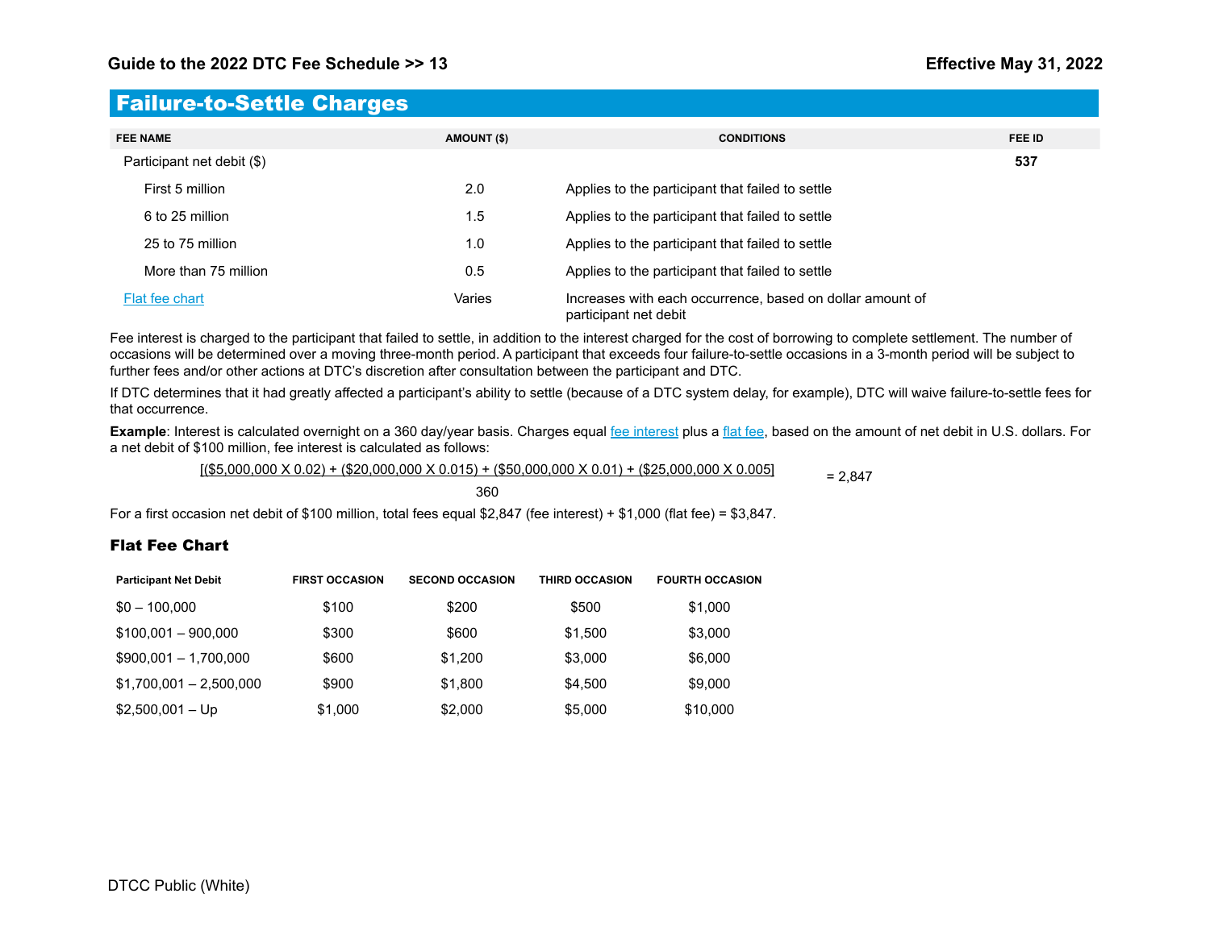# Failure-to-Settle Charges

| FEE NAME | AMOUNT ($) | CONDITIONS | FEE ID |
|---|---|---|---|
| Participant net debit ($) | | | **537** |
| First 5 million | 2.0 | Applies to the participant that failed to settle | |
| 6 to 25 million | 1.5 | Applies to the participant that failed to settle | |
| 25 to 75 million | 1.0 | Applies to the participant that failed to settle | |
| More than 75 million | 0.5 | Applies to the participant that failed to settle | |
| Flat fee chart | Varies | Increases with each occurrence, based on dollar amount of participant net debit | |

Fee interest is charged to the participant that failed to settle, in addition to the interest charged for the cost of borrowing to complete settlement. The number of occasions will be determined over a moving three-month period. A participant that exceeds four failure-to-settle occasions in a 3-month period will be subject to further fees and/or other actions at DTC's discretion after consultation between the participant and DTC.

If DTC determines that it had greatly affected a participant's ability to settle (because of a DTC system delay, for example), DTC will waive failure-to-settle fees for that occurrence.

**Example**: Interest is calculated overnight on a 360 day/year basis. Charges equal fee interest plus a flat fee, based on the amount of net debit in U.S. dollars. For a net debit of $100 million, fee interest is calculated as follows:

$$\frac{[(\$5{,}000{,}000 \times 0.02) + (\$20{,}000{,}000 \times 0.015) + (\$50{,}000{,}000 \times 0.01) + (\$25{,}000{,}000 \times 0.005)]}{360} = 2{,}847$$

For a first occasion net debit of $100 million, total fees equal $2,847 (fee interest) + $1,000 (flat fee) = $3,847.

### Flat Fee Chart

| Participant Net Debit | FIRST OCCASION | SECOND OCCASION | THIRD OCCASION | FOURTH OCCASION |
|---|---|---|---|---|
| $0 – 100,000 | $100 | $200 | $500 | $1,000 |
| $100,001 – 900,000 | $300 | $600 | $1,500 | $3,000 |
| $900,001 – 1,700,000 | $600 | $1,200 | $3,000 | $6,000 |
| $1,700,001 – 2,500,000 | $900 | $1,800 | $4,500 | $9,000 |
| $2,500,001 – Up | $1,000 | $2,000 | $5,000 | $10,000 |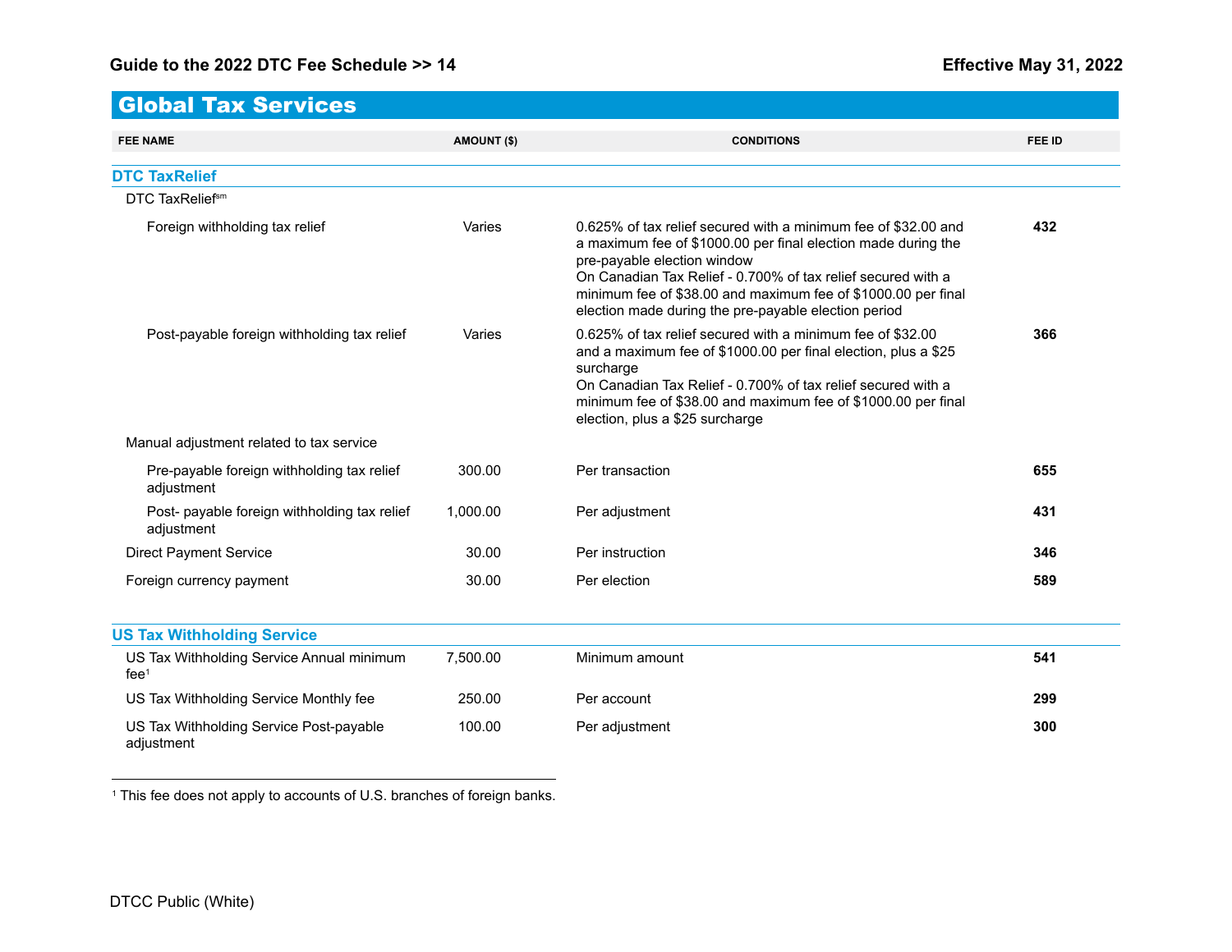# Global Tax Services

| FEE NAME | AMOUNT ($) | CONDITIONS | FEE ID |
|---|---|---|---|
| **DTC TaxRelief** | | | |
| DTC TaxRelief[sm] | | | |
| Foreign withholding tax relief | Varies | 0.625% of tax relief secured with a minimum fee of $32.00 and a maximum fee of $1000.00 per final election made during the pre-payable election window<br>On Canadian Tax Relief - 0.700% of tax relief secured with a minimum fee of $38.00 and maximum fee of $1000.00 per final election made during the pre-payable election period | **432** |
| Post-payable foreign withholding tax relief | Varies | 0.625% of tax relief secured with a minimum fee of $32.00 and a maximum fee of $1000.00 per final election, plus a $25 surcharge<br>On Canadian Tax Relief - 0.700% of tax relief secured with a minimum fee of $38.00 and maximum fee of $1000.00 per final election, plus a $25 surcharge | **366** |
| Manual adjustment related to tax service | | | |
| Pre-payable foreign withholding tax relief adjustment | 300.00 | Per transaction | **655** |
| Post- payable foreign withholding tax relief adjustment | 1,000.00 | Per adjustment | **431** |
| Direct Payment Service | 30.00 | Per instruction | **346** |
| Foreign currency payment | 30.00 | Per election | **589** |
| **US Tax Withholding Service** | | | |
| US Tax Withholding Service Annual minimum fee[1] | 7,500.00 | Minimum amount | **541** |
| US Tax Withholding Service Monthly fee | 250.00 | Per account | **299** |
| US Tax Withholding Service Post-payable adjustment | 100.00 | Per adjustment | **300** |

[1] This fee does not apply to accounts of U.S. branches of foreign banks.

DTCC Public (White)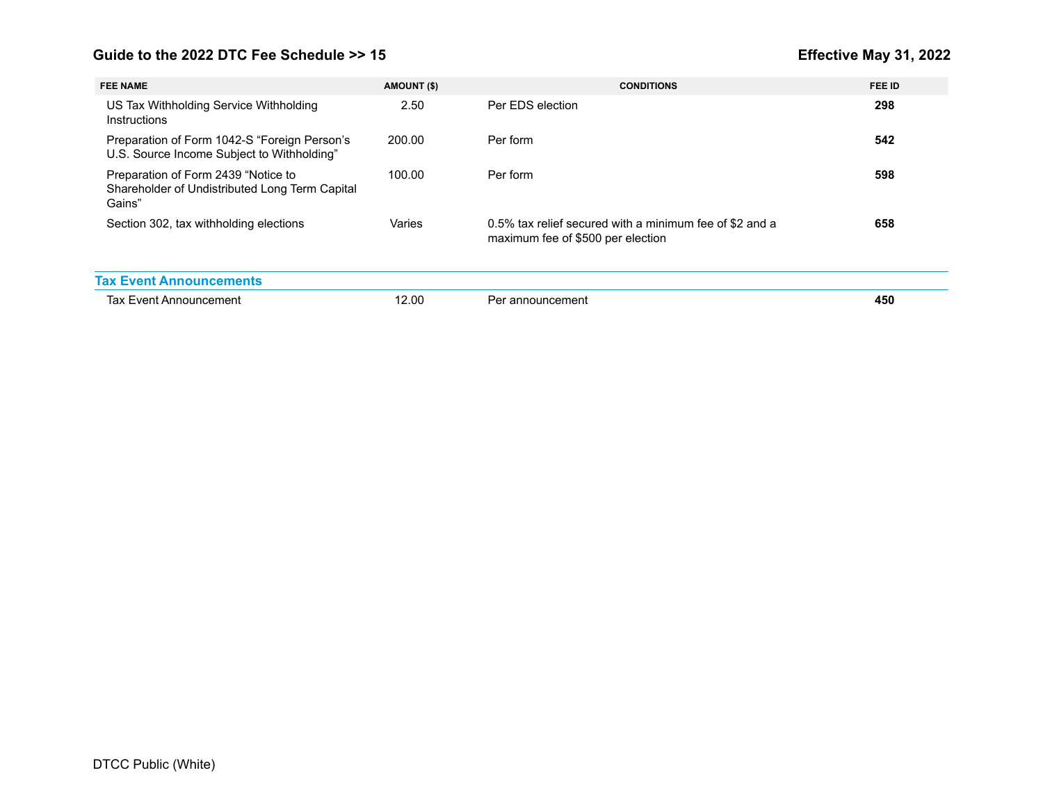| FEE NAME | AMOUNT ($) | CONDITIONS | FEE ID |
| --- | --- | --- | --- |
| US Tax Withholding Service Withholding Instructions | 2.50 | Per EDS election | **298** |
| Preparation of Form 1042-S “Foreign Person’s U.S. Source Income Subject to Withholding” | 200.00 | Per form | **542** |
| Preparation of Form 2439 “Notice to Shareholder of Undistributed Long Term Capital Gains” | 100.00 | Per form | **598** |
| Section 302, tax withholding elections | Varies | 0.5% tax relief secured with a minimum fee of $2 and a maximum fee of $500 per election | **658** |

## Tax Event Announcements

| FEE NAME | AMOUNT ($) | CONDITIONS | FEE ID |
| --- | --- | --- | --- |
| Tax Event Announcement | 12.00 | Per announcement | **450** |

DTCC Public (White)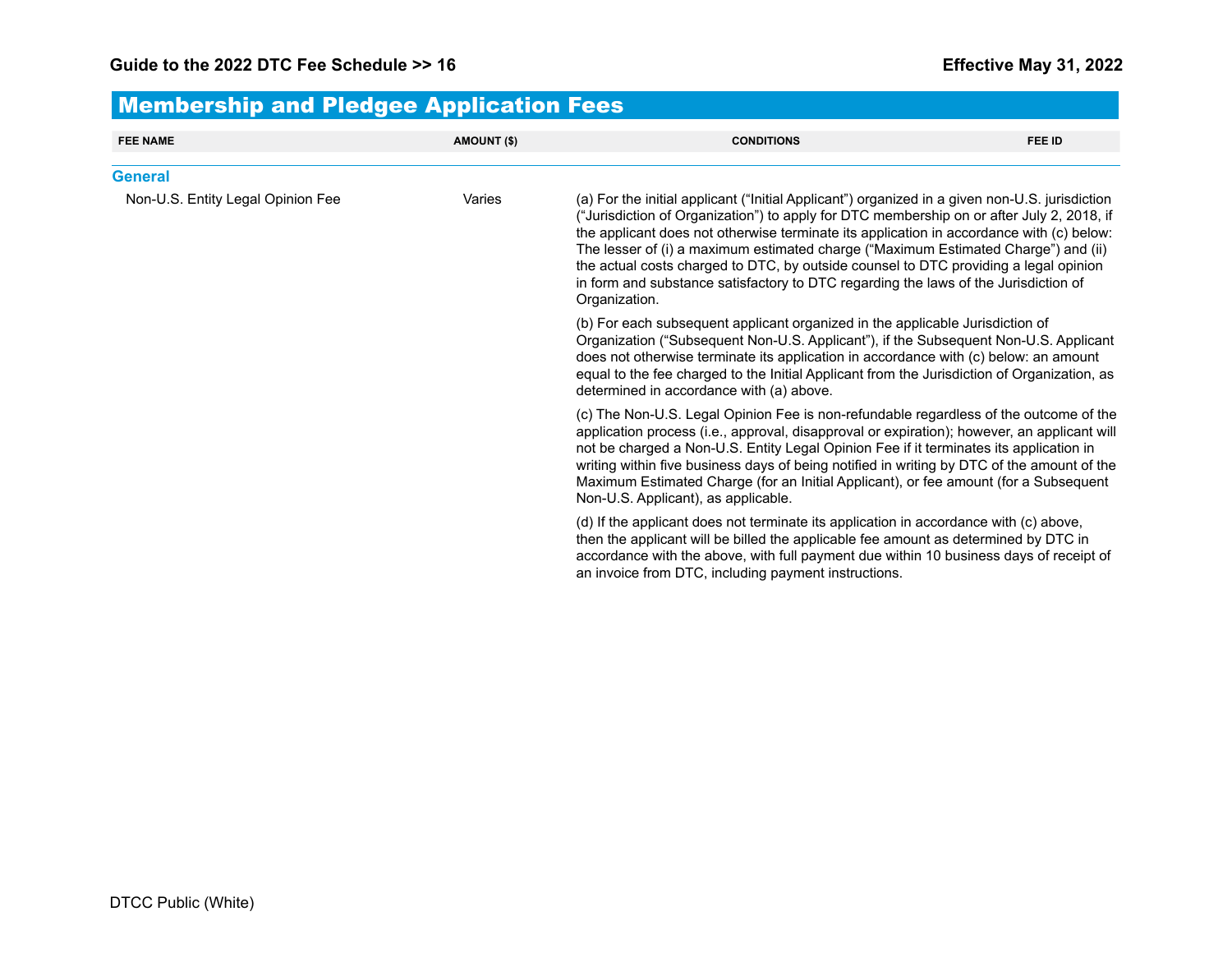## Membership and Pledgee Application Fees

| FEE NAME | AMOUNT ($) | CONDITIONS | FEE ID |
|---|---|---|---|
| **General** | | | |
| Non-U.S. Entity Legal Opinion Fee | Varies | (a) For the initial applicant (“Initial Applicant”) organized in a given non-U.S. jurisdiction (“Jurisdiction of Organization”) to apply for DTC membership on or after July 2, 2018, if the applicant does not otherwise terminate its application in accordance with (c) below: The lesser of (i) a maximum estimated charge (“Maximum Estimated Charge”) and (ii) the actual costs charged to DTC, by outside counsel to DTC providing a legal opinion in form and substance satisfactory to DTC regarding the laws of the Jurisdiction of Organization.<br><br>(b) For each subsequent applicant organized in the applicable Jurisdiction of Organization (“Subsequent Non-U.S. Applicant”), if the Subsequent Non-U.S. Applicant does not otherwise terminate its application in accordance with (c) below: an amount equal to the fee charged to the Initial Applicant from the Jurisdiction of Organization, as determined in accordance with (a) above.<br><br>(c) The Non-U.S. Legal Opinion Fee is non-refundable regardless of the outcome of the application process (i.e., approval, disapproval or expiration); however, an applicant will not be charged a Non-U.S. Entity Legal Opinion Fee if it terminates its application in writing within five business days of being notified in writing by DTC of the amount of the Maximum Estimated Charge (for an Initial Applicant), or fee amount (for a Subsequent Non-U.S. Applicant), as applicable.<br><br>(d) If the applicant does not terminate its application in accordance with (c) above, then the applicant will be billed the applicable fee amount as determined by DTC in accordance with the above, with full payment due within 10 business days of receipt of an invoice from DTC, including payment instructions. | |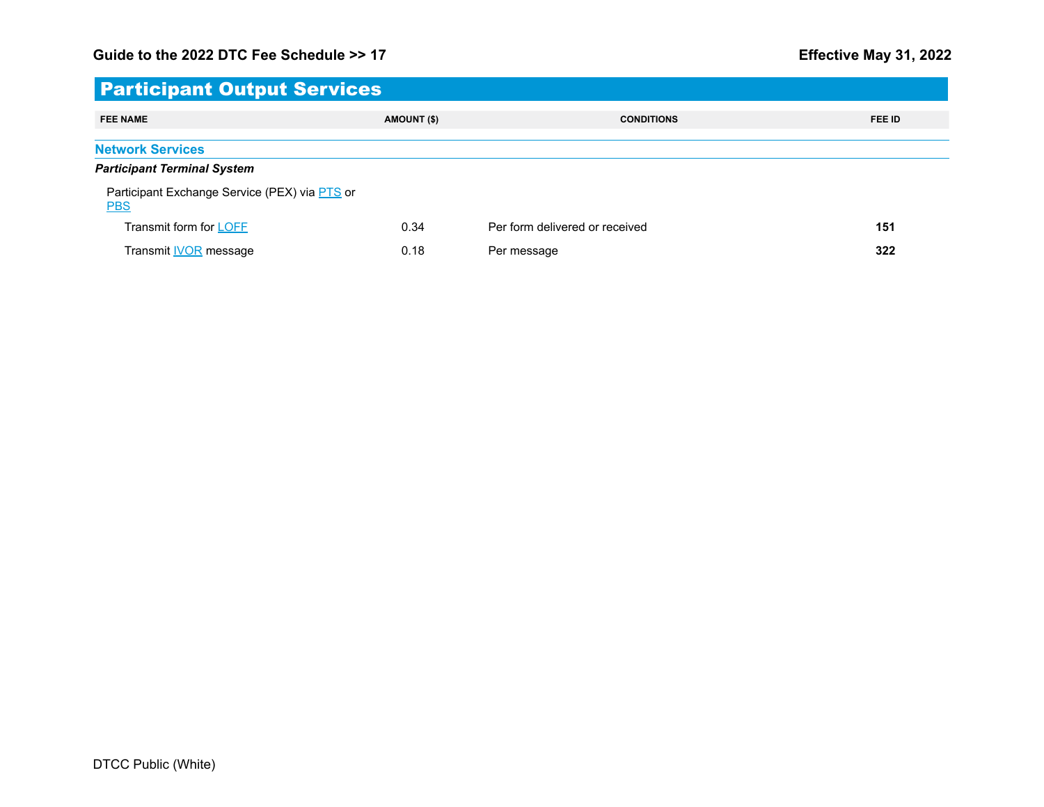# Participant Output Services

| FEE NAME | AMOUNT ($) | CONDITIONS | FEE ID |
|---|---|---|---|
| **Network Services** | | | |
| ***Participant Terminal System*** | | | |
| Participant Exchange Service (PEX) via PTS or PBS | | | |
| Transmit form for LOFF | 0.34 | Per form delivered or received | **151** |
| Transmit IVOR message | 0.18 | Per message | **322** |

DTCC Public (White)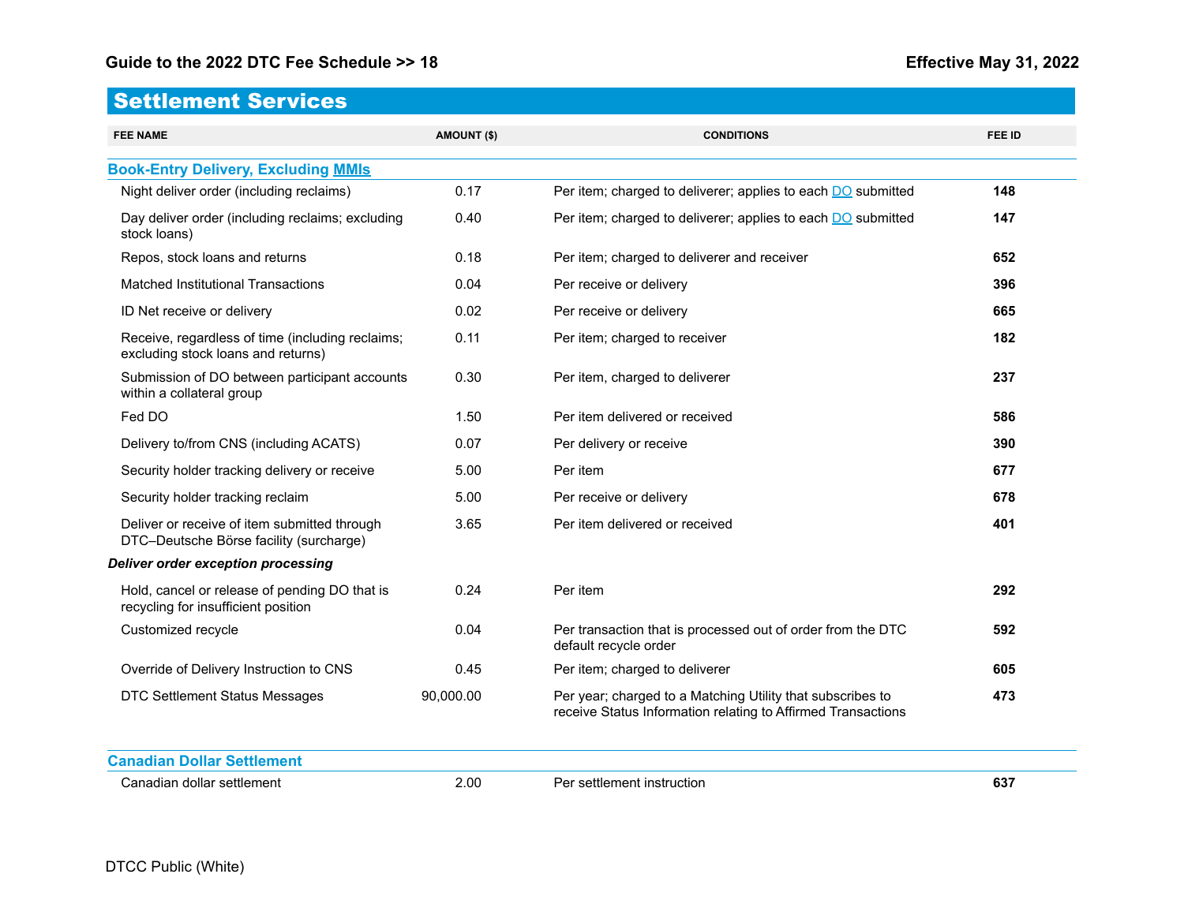## Settlement Services

| FEE NAME | AMOUNT ($) | CONDITIONS | FEE ID |
|---|---|---|---|
| **Book-Entry Delivery, Excluding MMIs** | | | |
| Night deliver order (including reclaims) | 0.17 | Per item; charged to deliverer; applies to each DO submitted | **148** |
| Day deliver order (including reclaims; excluding stock loans) | 0.40 | Per item; charged to deliverer; applies to each DO submitted | **147** |
| Repos, stock loans and returns | 0.18 | Per item; charged to deliverer and receiver | **652** |
| Matched Institutional Transactions | 0.04 | Per receive or delivery | **396** |
| ID Net receive or delivery | 0.02 | Per receive or delivery | **665** |
| Receive, regardless of time (including reclaims; excluding stock loans and returns) | 0.11 | Per item; charged to receiver | **182** |
| Submission of DO between participant accounts within a collateral group | 0.30 | Per item, charged to deliverer | **237** |
| Fed DO | 1.50 | Per item delivered or received | **586** |
| Delivery to/from CNS (including ACATS) | 0.07 | Per delivery or receive | **390** |
| Security holder tracking delivery or receive | 5.00 | Per item | **677** |
| Security holder tracking reclaim | 5.00 | Per receive or delivery | **678** |
| Deliver or receive of item submitted through DTC–Deutsche Börse facility (surcharge) | 3.65 | Per item delivered or received | **401** |
| ***Deliver order exception processing*** | | | |
| Hold, cancel or release of pending DO that is recycling for insufficient position | 0.24 | Per item | **292** |
| Customized recycle | 0.04 | Per transaction that is processed out of order from the DTC default recycle order | **592** |
| Override of Delivery Instruction to CNS | 0.45 | Per item; charged to deliverer | **605** |
| DTC Settlement Status Messages | 90,000.00 | Per year; charged to a Matching Utility that subscribes to receive Status Information relating to Affirmed Transactions | **473** |
| **Canadian Dollar Settlement** | | | |
| Canadian dollar settlement | 2.00 | Per settlement instruction | **637** |

DTCC Public (White)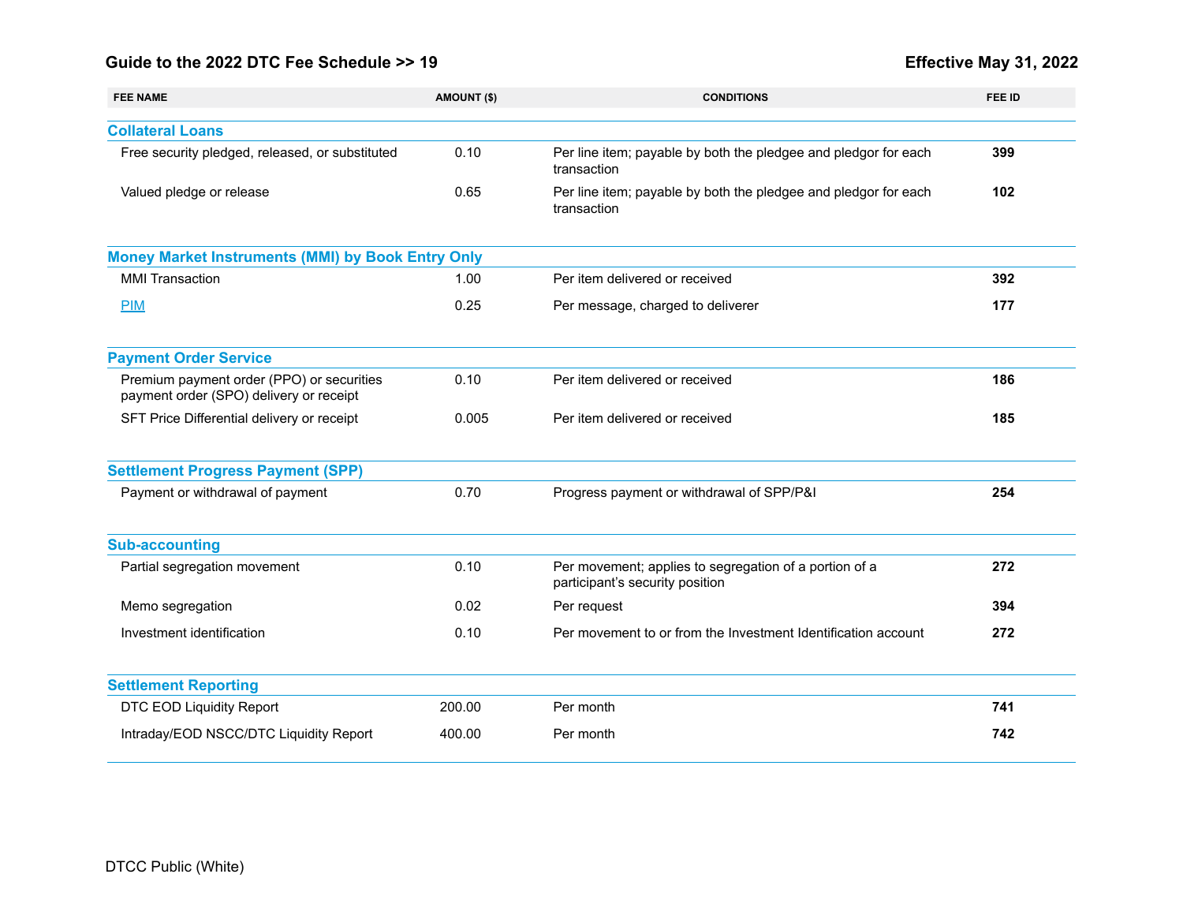| FEE NAME | AMOUNT ($) | CONDITIONS | FEE ID |
|---|---|---|---|
| **Collateral Loans** | | | |
| Free security pledged, released, or substituted | 0.10 | Per line item; payable by both the pledgee and pledgor for each transaction | **399** |
| Valued pledge or release | 0.65 | Per line item; payable by both the pledgee and pledgor for each transaction | **102** |
| **Money Market Instruments (MMI) by Book Entry Only** | | | |
| MMI Transaction | 1.00 | Per item delivered or received | **392** |
| PIM | 0.25 | Per message, charged to deliverer | **177** |
| **Payment Order Service** | | | |
| Premium payment order (PPO) or securities payment order (SPO) delivery or receipt | 0.10 | Per item delivered or received | **186** |
| SFT Price Differential delivery or receipt | 0.005 | Per item delivered or received | **185** |
| **Settlement Progress Payment (SPP)** | | | |
| Payment or withdrawal of payment | 0.70 | Progress payment or withdrawal of SPP/P&I | **254** |
| **Sub-accounting** | | | |
| Partial segregation movement | 0.10 | Per movement; applies to segregation of a portion of a participant's security position | **272** |
| Memo segregation | 0.02 | Per request | **394** |
| Investment identification | 0.10 | Per movement to or from the Investment Identification account | **272** |
| **Settlement Reporting** | | | |
| DTC EOD Liquidity Report | 200.00 | Per month | **741** |
| Intraday/EOD NSCC/DTC Liquidity Report | 400.00 | Per month | **742** |

DTCC Public (White)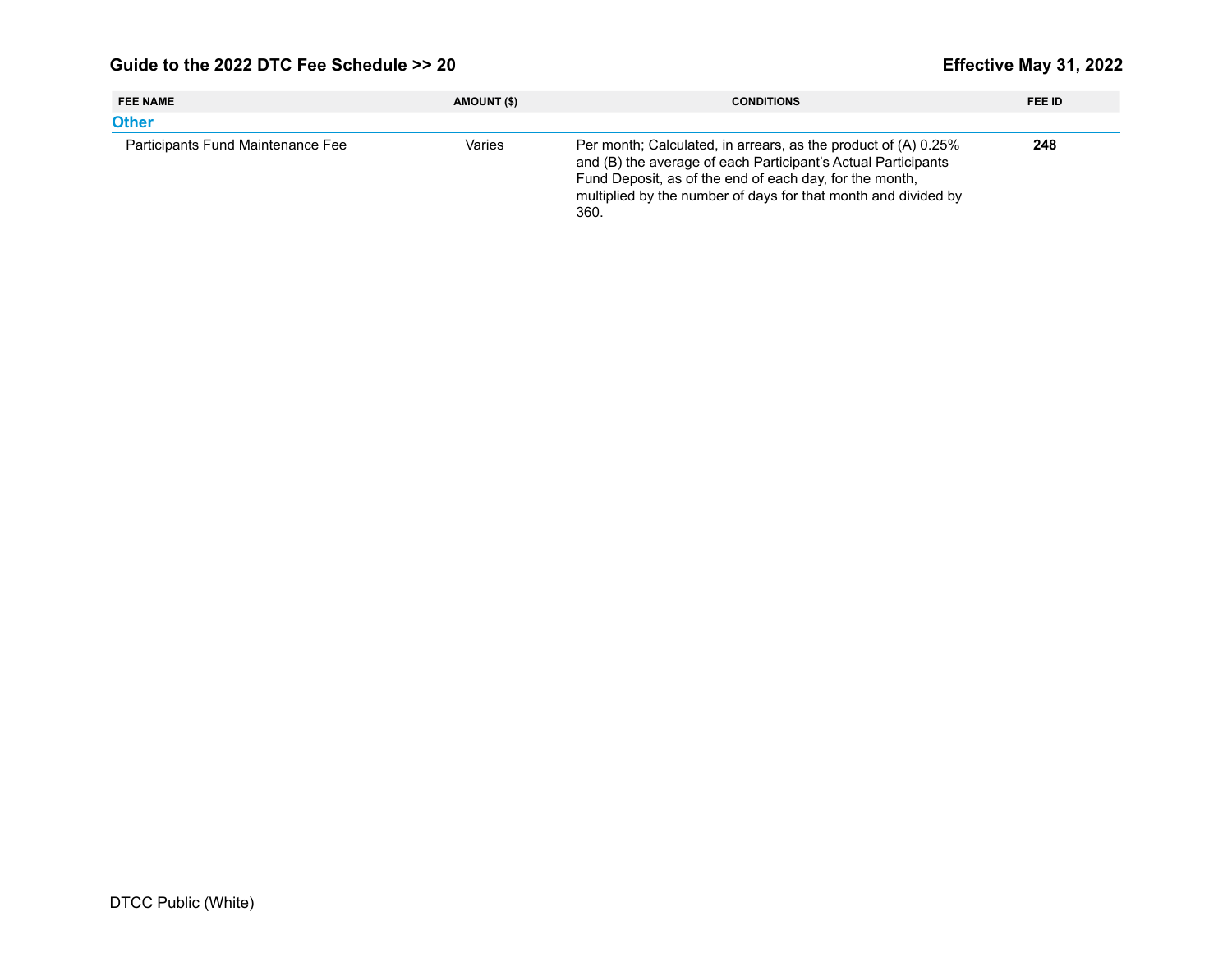| FEE NAME | AMOUNT ($) | CONDITIONS | FEE ID |
|---|---|---|---|
| **Other** | | | |
| Participants Fund Maintenance Fee | Varies | Per month; Calculated, in arrears, as the product of (A) 0.25% and (B) the average of each Participant's Actual Participants Fund Deposit, as of the end of each day, for the month, multiplied by the number of days for that month and divided by 360. | **248** |

DTCC Public (White)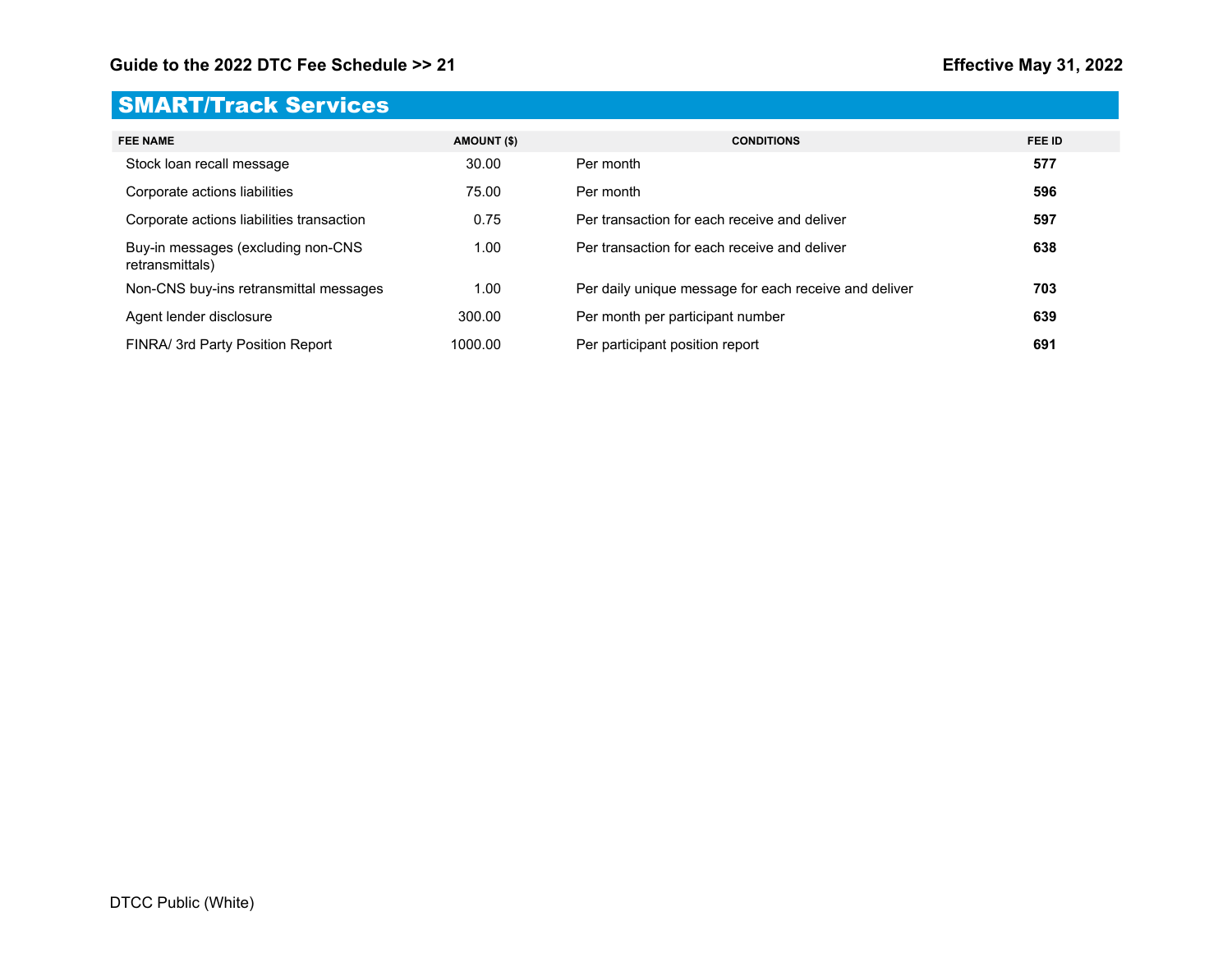## SMART/Track Services

| FEE NAME | AMOUNT ($) | CONDITIONS | FEE ID |
|---|---|---|---|
| Stock loan recall message | 30.00 | Per month | **577** |
| Corporate actions liabilities | 75.00 | Per month | **596** |
| Corporate actions liabilities transaction | 0.75 | Per transaction for each receive and deliver | **597** |
| Buy-in messages (excluding non-CNS retransmittals) | 1.00 | Per transaction for each receive and deliver | **638** |
| Non-CNS buy-ins retransmittal messages | 1.00 | Per daily unique message for each receive and deliver | **703** |
| Agent lender disclosure | 300.00 | Per month per participant number | **639** |
| FINRA/ 3rd Party Position Report | 1000.00 | Per participant position report | **691** |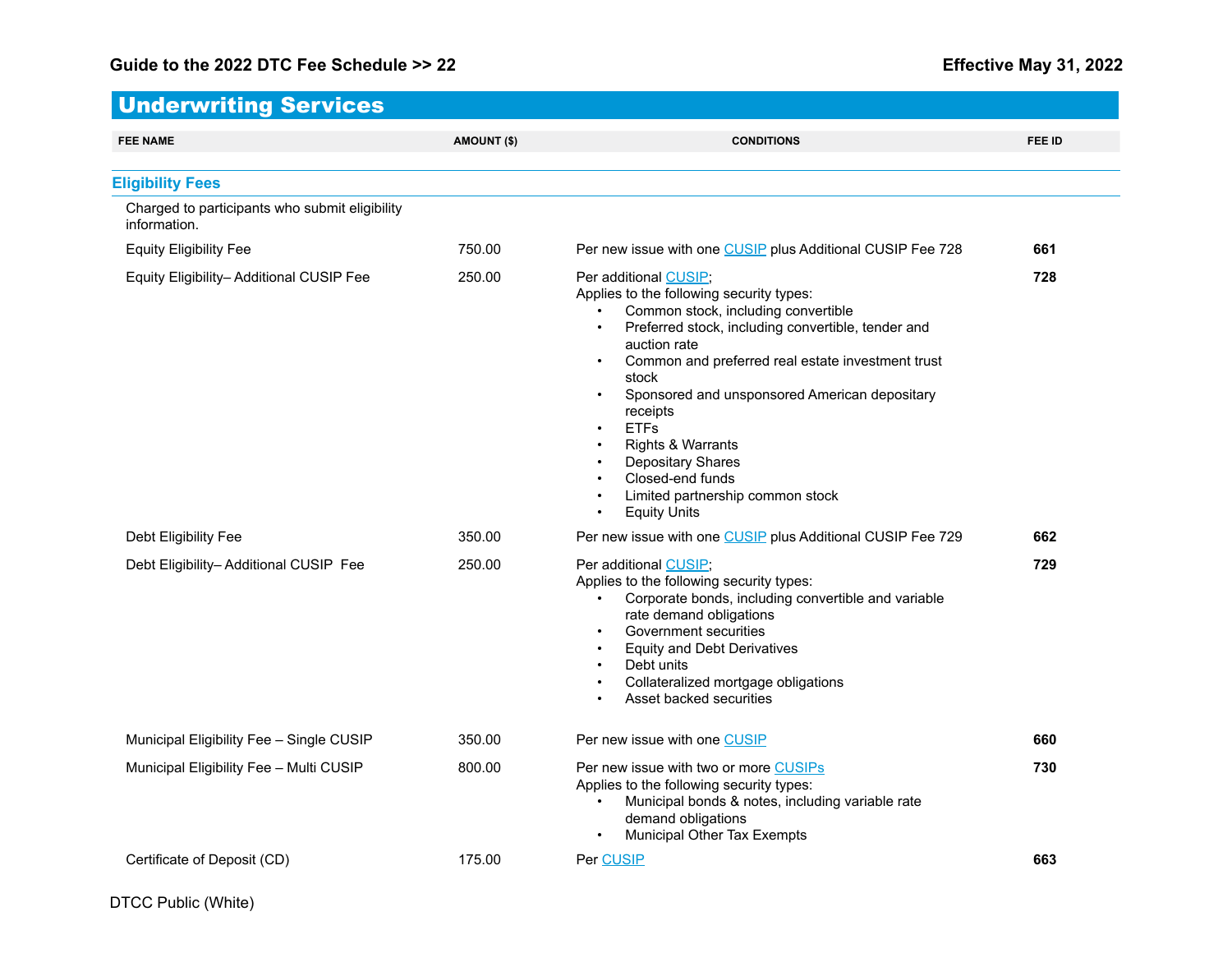# Underwriting Services

| FEE NAME | AMOUNT ($) | CONDITIONS | FEE ID |
|---|---|---|---|
| **Eligibility Fees** | | | |
| Charged to participants who submit eligibility information. | | | |
| Equity Eligibility Fee | 750.00 | Per new issue with one CUSIP plus Additional CUSIP Fee 728 | **661** |
| Equity Eligibility– Additional CUSIP Fee | 250.00 | Per additional CUSIP; Applies to the following security types: • Common stock, including convertible • Preferred stock, including convertible, tender and auction rate • Common and preferred real estate investment trust stock • Sponsored and unsponsored American depositary receipts • ETFs • Rights & Warrants • Depositary Shares • Closed-end funds • Limited partnership common stock • Equity Units | **728** |
| Debt Eligibility Fee | 350.00 | Per new issue with one CUSIP plus Additional CUSIP Fee 729 | **662** |
| Debt Eligibility– Additional CUSIP Fee | 250.00 | Per additional CUSIP; Applies to the following security types: • Corporate bonds, including convertible and variable rate demand obligations • Government securities • Equity and Debt Derivatives • Debt units • Collateralized mortgage obligations • Asset backed securities | **729** |
| Municipal Eligibility Fee – Single CUSIP | 350.00 | Per new issue with one CUSIP | **660** |
| Municipal Eligibility Fee – Multi CUSIP | 800.00 | Per new issue with two or more CUSIPs Applies to the following security types: • Municipal bonds & notes, including variable rate demand obligations • Municipal Other Tax Exempts | **730** |
| Certificate of Deposit (CD) | 175.00 | Per CUSIP | **663** |

DTCC Public (White)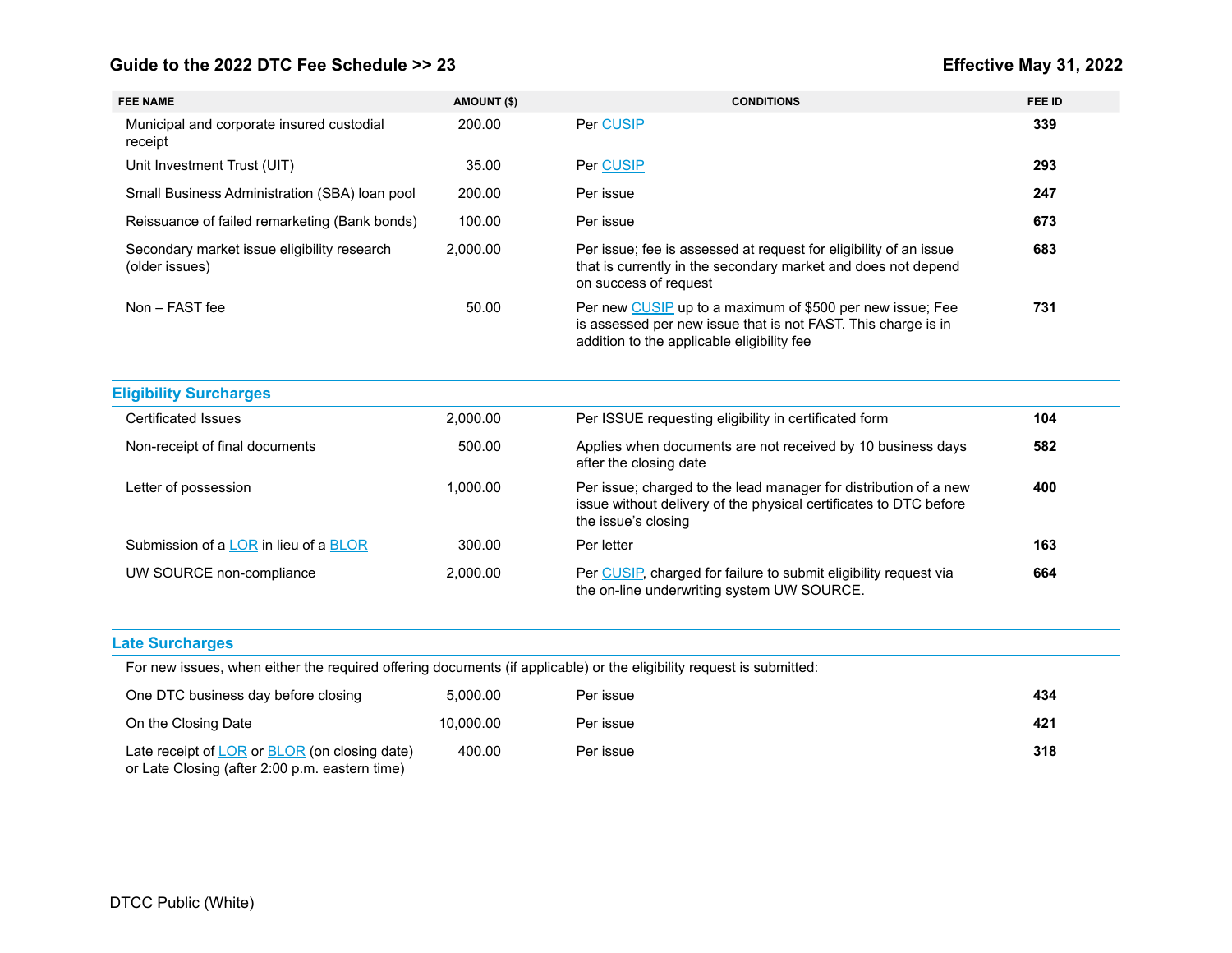| FEE NAME | AMOUNT ($) | CONDITIONS | FEE ID |
|---|---|---|---|
| Municipal and corporate insured custodial receipt | 200.00 | Per CUSIP | **339** |
| Unit Investment Trust (UIT) | 35.00 | Per CUSIP | **293** |
| Small Business Administration (SBA) loan pool | 200.00 | Per issue | **247** |
| Reissuance of failed remarketing (Bank bonds) | 100.00 | Per issue | **673** |
| Secondary market issue eligibility research (older issues) | 2,000.00 | Per issue; fee is assessed at request for eligibility of an issue that is currently in the secondary market and does not depend on success of request | **683** |
| Non – FAST fee | 50.00 | Per new CUSIP up to a maximum of $500 per new issue; Fee is assessed per new issue that is not FAST. This charge is in addition to the applicable eligibility fee | **731** |

## Eligibility Surcharges

| FEE NAME | AMOUNT ($) | CONDITIONS | FEE ID |
|---|---|---|---|
| Certificated Issues | 2,000.00 | Per ISSUE requesting eligibility in certificated form | **104** |
| Non-receipt of final documents | 500.00 | Applies when documents are not received by 10 business days after the closing date | **582** |
| Letter of possession | 1,000.00 | Per issue; charged to the lead manager for distribution of a new issue without delivery of the physical certificates to DTC before the issue's closing | **400** |
| Submission of a LOR in lieu of a BLOR | 300.00 | Per letter | **163** |
| UW SOURCE non-compliance | 2,000.00 | Per CUSIP, charged for failure to submit eligibility request via the on-line underwriting system UW SOURCE. | **664** |

## Late Surcharges

For new issues, when either the required offering documents (if applicable) or the eligibility request is submitted:

| FEE NAME | AMOUNT ($) | CONDITIONS | FEE ID |
|---|---|---|---|
| One DTC business day before closing | 5,000.00 | Per issue | **434** |
| On the Closing Date | 10,000.00 | Per issue | **421** |
| Late receipt of LOR or BLOR (on closing date) or Late Closing (after 2:00 p.m. eastern time) | 400.00 | Per issue | **318** |

DTCC Public (White)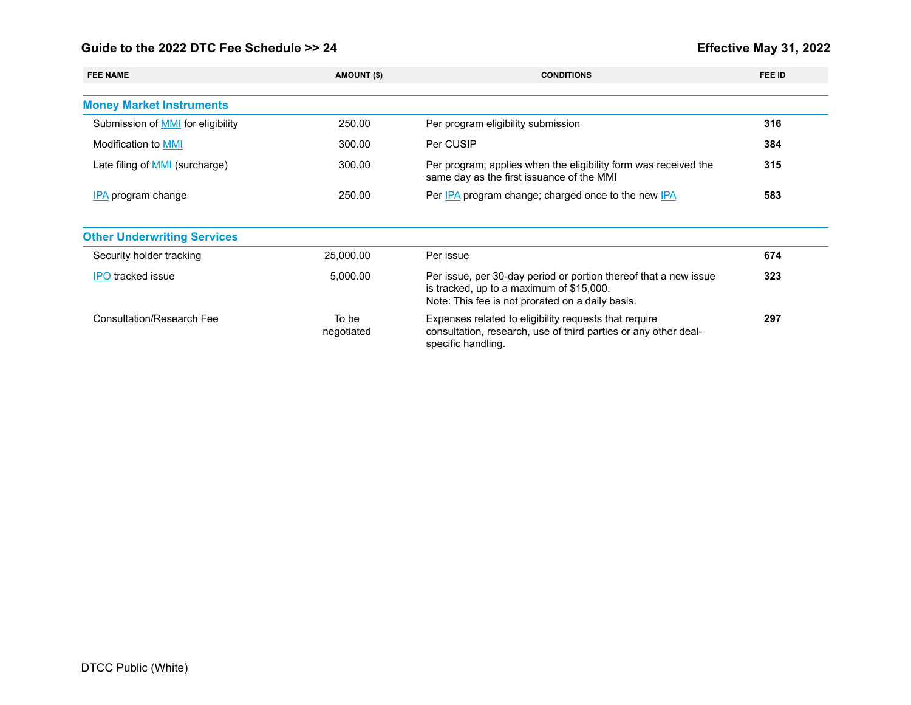| FEE NAME | AMOUNT ($) | CONDITIONS | FEE ID |
|---|---|---|---|
| **Money Market Instruments** | | | |
| Submission of MMI for eligibility | 250.00 | Per program eligibility submission | **316** |
| Modification to MMI | 300.00 | Per CUSIP | **384** |
| Late filing of MMI (surcharge) | 300.00 | Per program; applies when the eligibility form was received the same day as the first issuance of the MMI | **315** |
| IPA program change | 250.00 | Per IPA program change; charged once to the new IPA | **583** |
| **Other Underwriting Services** | | | |
| Security holder tracking | 25,000.00 | Per issue | **674** |
| IPO tracked issue | 5,000.00 | Per issue, per 30-day period or portion thereof that a new issue is tracked, up to a maximum of $15,000. Note: This fee is not prorated on a daily basis. | **323** |
| Consultation/Research Fee | To be negotiated | Expenses related to eligibility requests that require consultation, research, use of third parties or any other deal-specific handling. | **297** |

DTCC Public (White)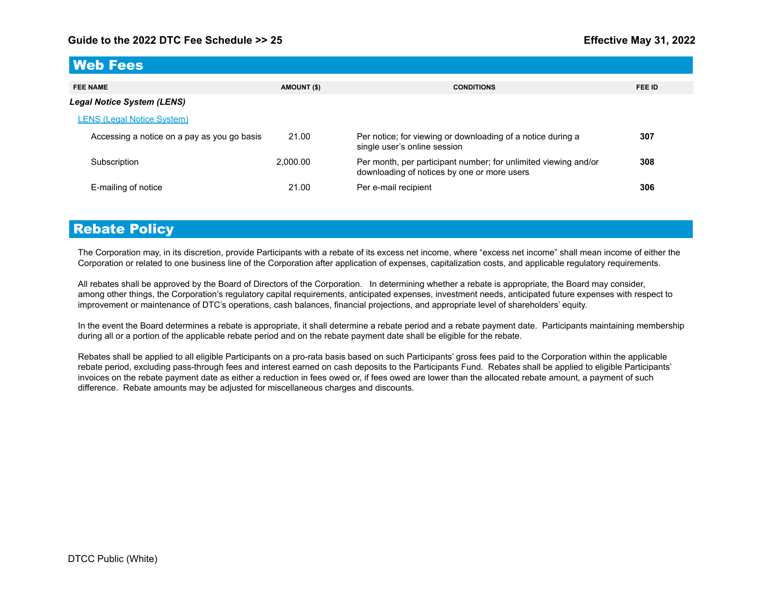## Web Fees

| FEE NAME | AMOUNT ($) | CONDITIONS | FEE ID |
|---|---|---|---|
| ***Legal Notice System (LENS)*** | | | |
| LENS (Legal Notice System) | | | |
| Accessing a notice on a pay as you go basis | 21.00 | Per notice; for viewing or downloading of a notice during a single user's online session | **307** |
| Subscription | 2,000.00 | Per month, per participant number; for unlimited viewing and/or downloading of notices by one or more users | **308** |
| E-mailing of notice | 21.00 | Per e-mail recipient | **306** |

## Rebate Policy

The Corporation may, in its discretion, provide Participants with a rebate of its excess net income, where "excess net income" shall mean income of either the Corporation or related to one business line of the Corporation after application of expenses, capitalization costs, and applicable regulatory requirements.

All rebates shall be approved by the Board of Directors of the Corporation. In determining whether a rebate is appropriate, the Board may consider, among other things, the Corporation's regulatory capital requirements, anticipated expenses, investment needs, anticipated future expenses with respect to improvement or maintenance of DTC's operations, cash balances, financial projections, and appropriate level of shareholders' equity.

In the event the Board determines a rebate is appropriate, it shall determine a rebate period and a rebate payment date. Participants maintaining membership during all or a portion of the applicable rebate period and on the rebate payment date shall be eligible for the rebate.

Rebates shall be applied to all eligible Participants on a pro-rata basis based on such Participants' gross fees paid to the Corporation within the applicable rebate period, excluding pass-through fees and interest earned on cash deposits to the Participants Fund. Rebates shall be applied to eligible Participants' invoices on the rebate payment date as either a reduction in fees owed or, if fees owed are lower than the allocated rebate amount, a payment of such difference. Rebate amounts may be adjusted for miscellaneous charges and discounts.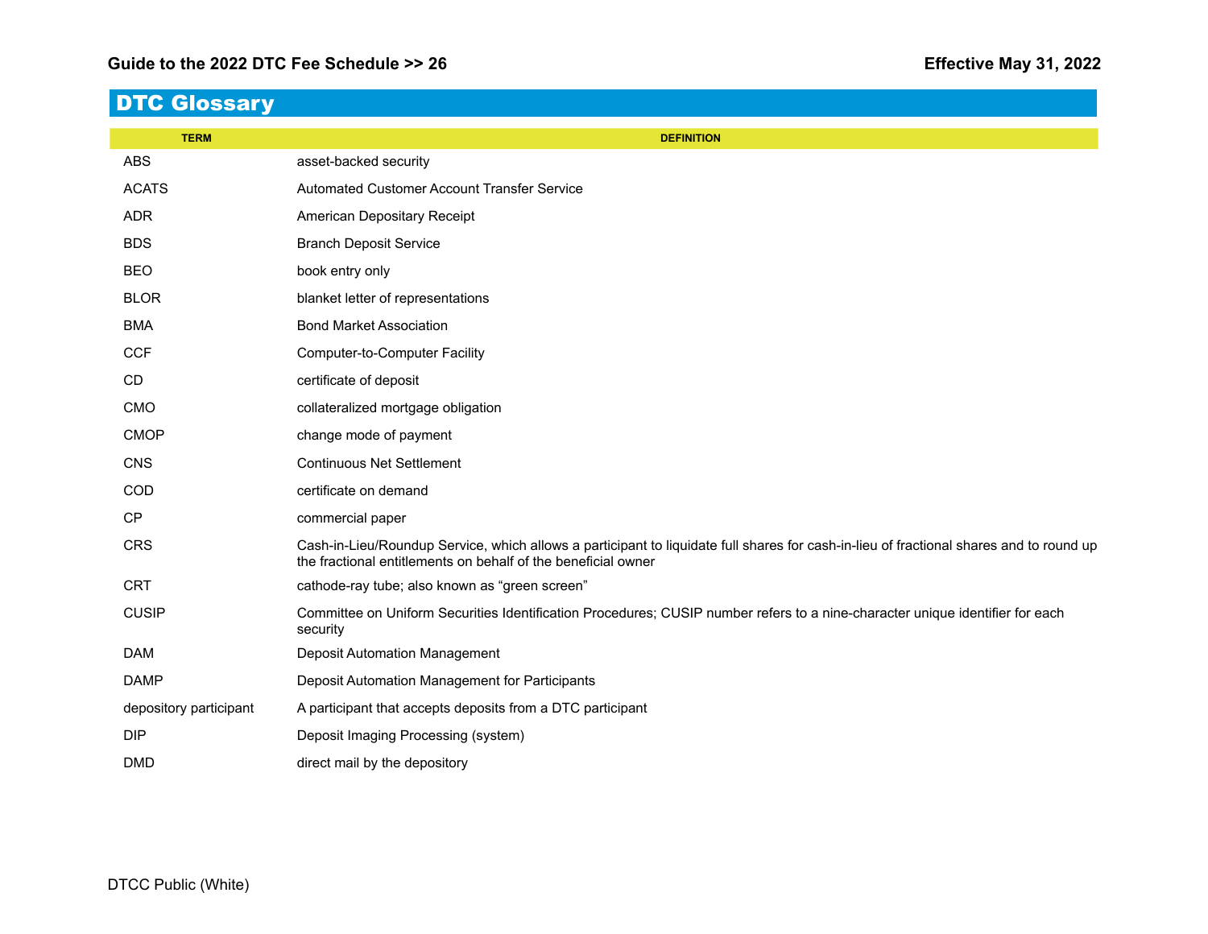# DTC Glossary

| TERM | DEFINITION |
|---|---|
| ABS | asset-backed security |
| ACATS | Automated Customer Account Transfer Service |
| ADR | American Depositary Receipt |
| BDS | Branch Deposit Service |
| BEO | book entry only |
| BLOR | blanket letter of representations |
| BMA | Bond Market Association |
| CCF | Computer-to-Computer Facility |
| CD | certificate of deposit |
| CMO | collateralized mortgage obligation |
| CMOP | change mode of payment |
| CNS | Continuous Net Settlement |
| COD | certificate on demand |
| CP | commercial paper |
| CRS | Cash-in-Lieu/Roundup Service, which allows a participant to liquidate full shares for cash-in-lieu of fractional shares and to round up the fractional entitlements on behalf of the beneficial owner |
| CRT | cathode-ray tube; also known as "green screen" |
| CUSIP | Committee on Uniform Securities Identification Procedures; CUSIP number refers to a nine-character unique identifier for each security |
| DAM | Deposit Automation Management |
| DAMP | Deposit Automation Management for Participants |
| depository participant | A participant that accepts deposits from a DTC participant |
| DIP | Deposit Imaging Processing (system) |
| DMD | direct mail by the depository |

DTCC Public (White)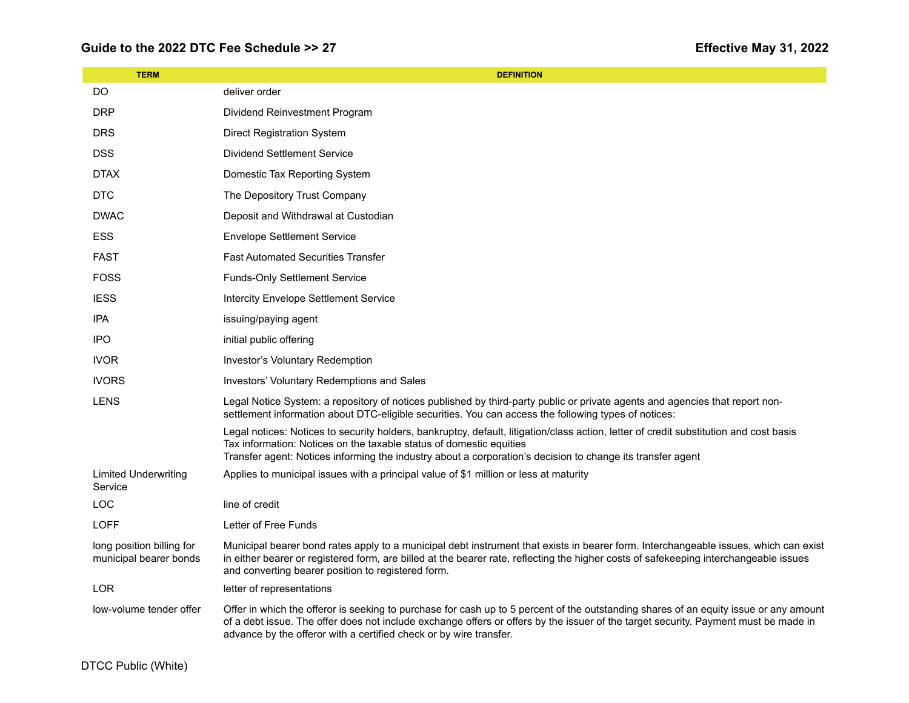| TERM | DEFINITION |
|---|---|
| DO | deliver order |
| DRP | Dividend Reinvestment Program |
| DRS | Direct Registration System |
| DSS | Dividend Settlement Service |
| DTAX | Domestic Tax Reporting System |
| DTC | The Depository Trust Company |
| DWAC | Deposit and Withdrawal at Custodian |
| ESS | Envelope Settlement Service |
| FAST | Fast Automated Securities Transfer |
| FOSS | Funds-Only Settlement Service |
| IESS | Intercity Envelope Settlement Service |
| IPA | issuing/paying agent |
| IPO | initial public offering |
| IVOR | Investor's Voluntary Redemption |
| IVORS | Investors' Voluntary Redemptions and Sales |
| LENS | Legal Notice System: a repository of notices published by third-party public or private agents and agencies that report non-settlement information about DTC-eligible securities. You can access the following types of notices:<br><br>Legal notices: Notices to security holders, bankruptcy, default, litigation/class action, letter of credit substitution and cost basis<br>Tax information: Notices on the taxable status of domestic equities<br>Transfer agent: Notices informing the industry about a corporation's decision to change its transfer agent |
| Limited Underwriting Service | Applies to municipal issues with a principal value of $1 million or less at maturity |
| LOC | line of credit |
| LOFF | Letter of Free Funds |
| long position billing for municipal bearer bonds | Municipal bearer bond rates apply to a municipal debt instrument that exists in bearer form. Interchangeable issues, which can exist in either bearer or registered form, are billed at the bearer rate, reflecting the higher costs of safekeeping interchangeable issues and converting bearer position to registered form. |
| LOR | letter of representations |
| low-volume tender offer | Offer in which the offeror is seeking to purchase for cash up to 5 percent of the outstanding shares of an equity issue or any amount of a debt issue. The offer does not include exchange offers or offers by the issuer of the target security. Payment must be made in advance by the offeror with a certified check or by wire transfer. |

DTCC Public (White)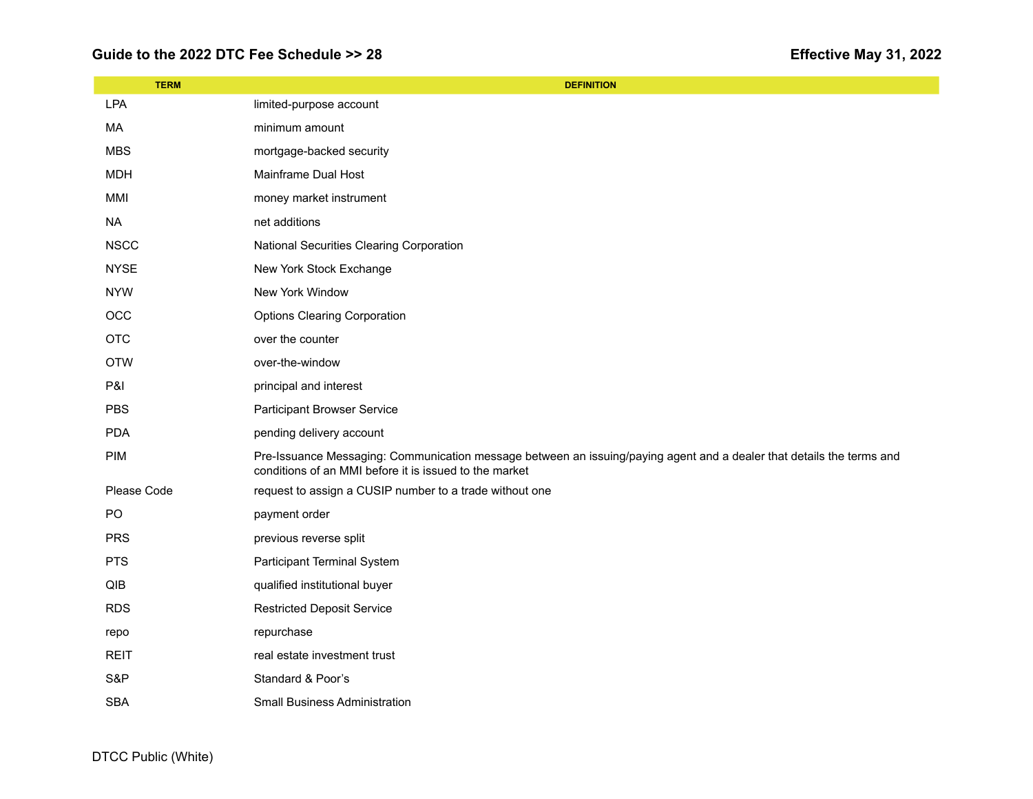| TERM | DEFINITION |
| --- | --- |
| LPA | limited-purpose account |
| MA | minimum amount |
| MBS | mortgage-backed security |
| MDH | Mainframe Dual Host |
| MMI | money market instrument |
| NA | net additions |
| NSCC | National Securities Clearing Corporation |
| NYSE | New York Stock Exchange |
| NYW | New York Window |
| OCC | Options Clearing Corporation |
| OTC | over the counter |
| OTW | over-the-window |
| P&I | principal and interest |
| PBS | Participant Browser Service |
| PDA | pending delivery account |
| PIM | Pre-Issuance Messaging: Communication message between an issuing/paying agent and a dealer that details the terms and conditions of an MMI before it is issued to the market |
| Please Code | request to assign a CUSIP number to a trade without one |
| PO | payment order |
| PRS | previous reverse split |
| PTS | Participant Terminal System |
| QIB | qualified institutional buyer |
| RDS | Restricted Deposit Service |
| repo | repurchase |
| REIT | real estate investment trust |
| S&P | Standard & Poor's |
| SBA | Small Business Administration |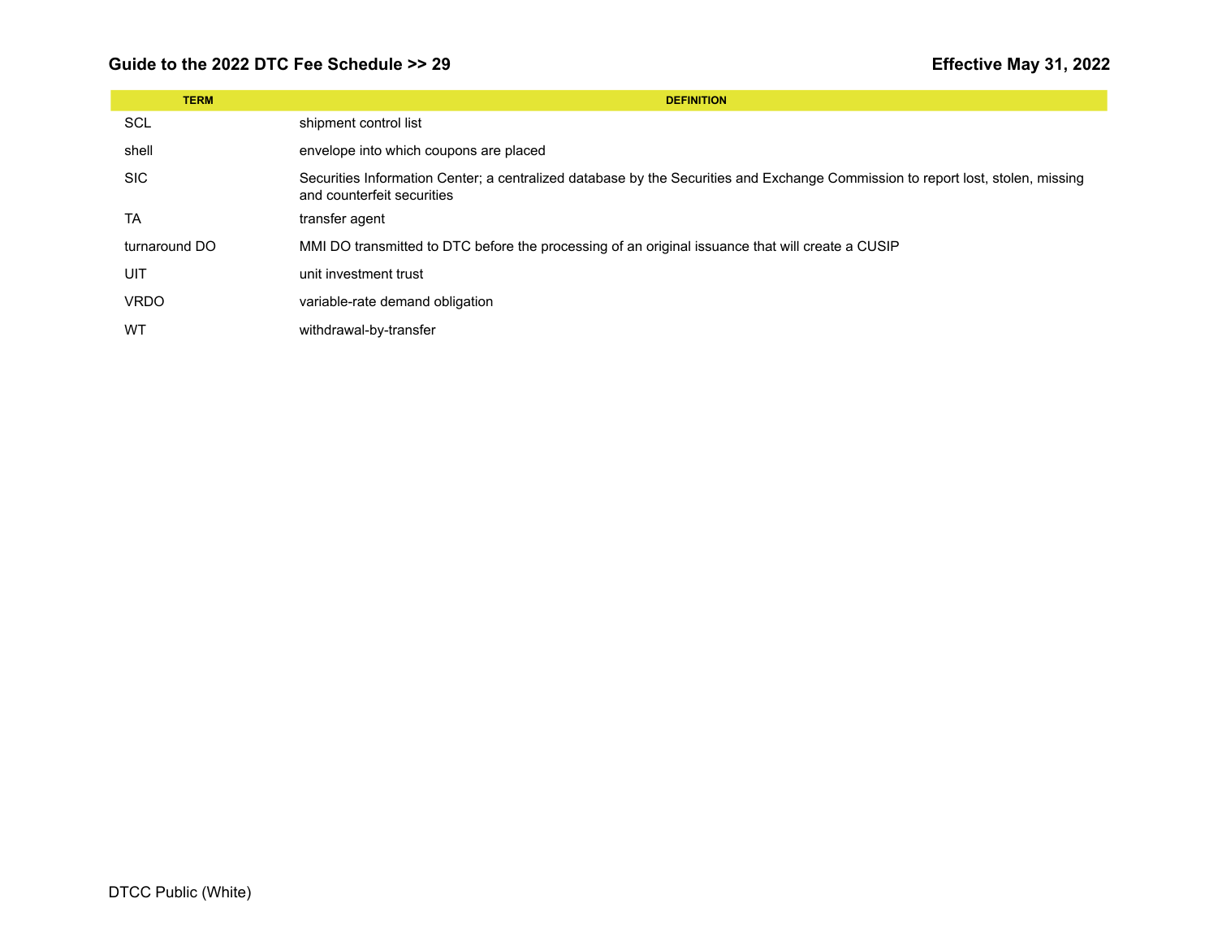| TERM | DEFINITION |
|---|---|
| SCL | shipment control list |
| shell | envelope into which coupons are placed |
| SIC | Securities Information Center; a centralized database by the Securities and Exchange Commission to report lost, stolen, missing and counterfeit securities |
| TA | transfer agent |
| turnaround DO | MMI DO transmitted to DTC before the processing of an original issuance that will create a CUSIP |
| UIT | unit investment trust |
| VRDO | variable-rate demand obligation |
| WT | withdrawal-by-transfer |